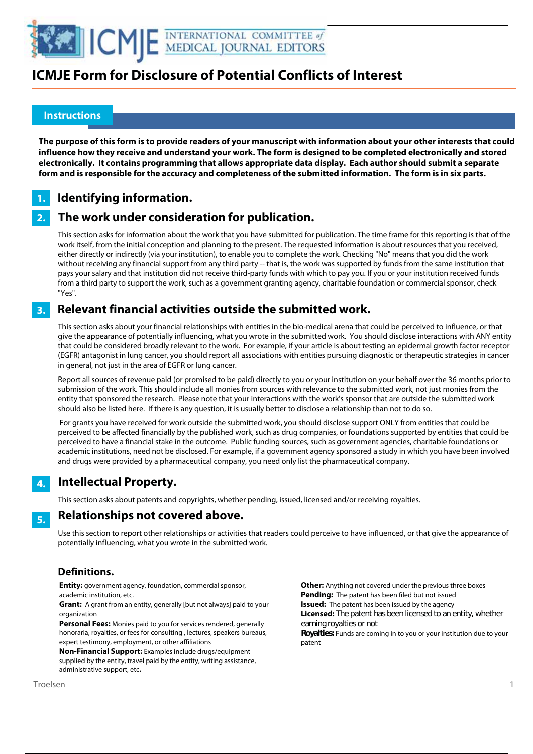# ICMJE Form for Disclosure of Potential Conflicts of Interest

## Instructions

**The purpose of this form is to provide readers of your manuscript with information about your other interests that could influence how they receive and understand your work. The form is designed to be completed electronically and stored electronically. It contains programming that allows appropriate data display. Each author should submit a separate form and is responsible for the accuracy and completeness of the submitted information. The form is in six parts.**

## 1. Identifying information.

## 2. The work under consideration for publication.

This section asks for information about the work that you have submitted for publication. The time frame for this reporting is that of the work itself, from the initial conception and planning to the present. The requested information is about resources that you received, either directly or indirectly (via your institution), to enable you to complete the work. Checking "No" means that you did the work without receiving any financial support from any third party -- that is, the work was supported by funds from the same institution that pays your salary and that institution did not receive third-party funds with which to pay you. If you or your institution received funds from a third party to support the work, such as a government granting agency, charitable foundation or commercial sponsor, check "Yes".

## 3. Relevant financial activities outside the submitted work.

This section asks about your financial relationships with entities in the bio-medical arena that could be perceived to influence, or that give the appearance of potentially influencing, what you wrote in the submitted work. You should disclose interactions with ANY entity that could be considered broadly relevant to the work. For example, if your article is about testing an epidermal growth factor receptor (EGFR) antagonist in lung cancer, you should report all associations with entities pursuing diagnostic or therapeutic strategies in cancer in general, not just in the area of EGFR or lung cancer.

Report all sources of revenue paid (or promised to be paid) directly to you or your institution on your behalf over the 36 months prior to submission of the work. This should include all monies from sources with relevance to the submitted work, not just monies from the entity that sponsored the research. Please note that your interactions with the work's sponsor that are outside the submitted work should also be listed here. If there is any question, it is usually better to disclose a relationship than not to do so.

For grants you have received for work outside the submitted work, you should disclose support ONLY from entities that could be perceived to be affected financially by the published work, such as drug companies, or foundations supported by entities that could be perceived to have a financial stake in the outcome. Public funding sources, such as government agencies, charitable foundations or academic institutions, need not be disclosed. For example, if a government agency sponsored a study in which you have been involved and drugs were provided by a pharmaceutical company, you need only list the pharmaceutical company.

## 4. Intellectual Property.

This section asks about patents and copyrights, whether pending, issued, licensed and/or receiving royalties.

## 5. Relationships not covered above.

Use this section to report other relationships or activities that readers could perceive to have influenced, or that give the appearance of potentially influencing, what you wrote in the submitted work.

### Definitions.

**Entity:** government agency, foundation, commercial sponsor, academic institution, etc.

**Grant:** A grant from an entity, generally [but not always] paid to your organization

**Personal Fees:** Monies paid to you for services rendered, generally honoraria, royalties, or fees for consulting , lectures, speakers bureaus, expert testimony, employment, or other affiliations

**Non-Financial Support:** Examples include drugs/equipment supplied by the entity, travel paid by the entity, writing assistance, administrative support, etc**.**

**Other:** Anything not covered under the previous three boxes

**Pending:** The patent has been filed but not issued

**Issued:** The patent has been issued by the agency

**Licensed:** The patent has been licensed to an entity, whether earning royalties or not

**Royalties:** Funds are coming in to you or your institution due to your patent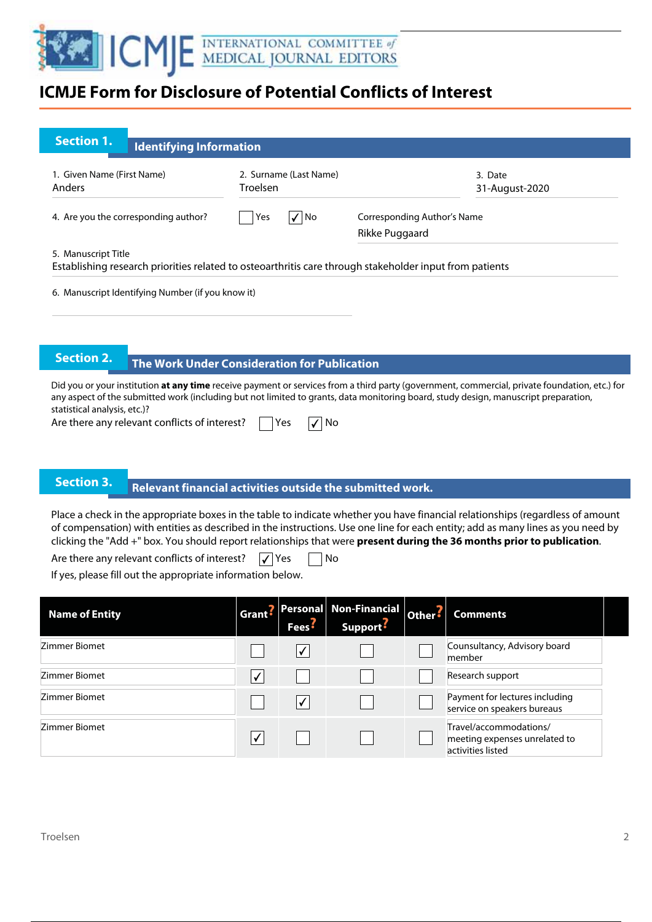# ICMJE Form for Disclosure of Potential Conflicts of Interest

## Section 1. Identifying Information

1. Given Name (First Name): Anders
2. Surname (Last Name): Troelsen
3. Date: 31-August-2020

4. Are you the corresponding author? ☐ Yes ☑ No

Corresponding Author's Name: Rikke Puggaard

5. Manuscript Title
Establishing research priorities related to osteoarthritis care through stakeholder input from patients

6. Manuscript Identifying Number (if you know it)

## Section 2. The Work Under Consideration for Publication

Did you or your institution **at any time** receive payment or services from a third party (government, commercial, private foundation, etc.) for any aspect of the submitted work (including but not limited to grants, data monitoring board, study design, manuscript preparation, statistical analysis, etc.)?

Are there any relevant conflicts of interest? ☐ Yes ☑ No

## Section 3. Relevant financial activities outside the submitted work.

Place a check in the appropriate boxes in the table to indicate whether you have financial relationships (regardless of amount of compensation) with entities as described in the instructions. Use one line for each entity; add as many lines as you need by clicking the "Add +" box. You should report relationships that were **present during the 36 months prior to publication**.

Are there any relevant conflicts of interest? ☑ Yes ☐ No

If yes, please fill out the appropriate information below.

| Name of Entity | Grant? | Personal Fees? | Non-Financial Support? | Other? | Comments |
|---|---|---|---|---|---|
| Zimmer Biomet | ☐ | ☑ | ☐ | ☐ | Cunsultancy, Advisory board member |
| Zimmer Biomet | ☑ | ☐ | ☐ | ☐ | Research support |
| Zimmer Biomet | ☐ | ☑ | ☐ | ☐ | Payment for lectures including service on speakers bureaus |
| Zimmer Biomet | ☑ | ☐ | ☐ | ☐ | Travel/accommodations/ meeting expenses unrelated to activities listed |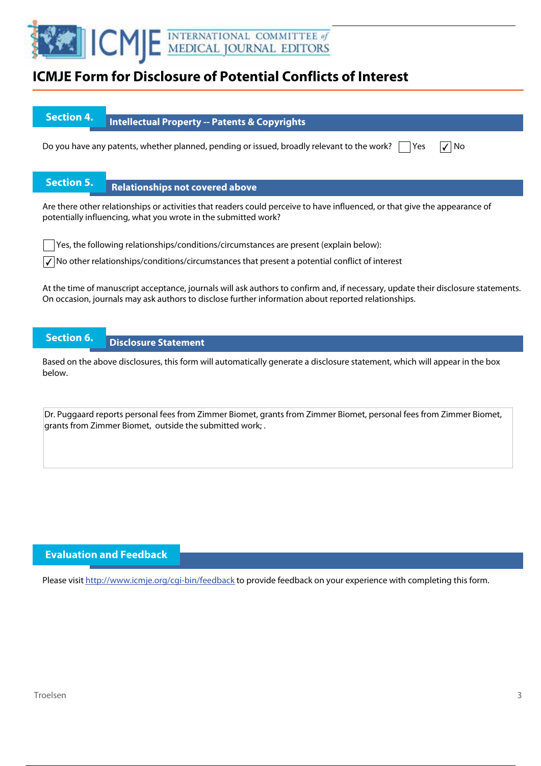# ICMJE Form for Disclosure of Potential Conflicts of Interest

## Section 4. Intellectual Property -- Patents & Copyrights

Do you have any patents, whether planned, pending or issued, broadly relevant to the work? ☐ Yes ☑ No

## Section 5. Relationships not covered above

Are there other relationships or activities that readers could perceive to have influenced, or that give the appearance of potentially influencing, what you wrote in the submitted work?

☐ Yes, the following relationships/conditions/circumstances are present (explain below):

☑ No other relationships/conditions/circumstances that present a potential conflict of interest

At the time of manuscript acceptance, journals will ask authors to confirm and, if necessary, update their disclosure statements. On occasion, journals may ask authors to disclose further information about reported relationships.

## Section 6. Disclosure Statement

Based on the above disclosures, this form will automatically generate a disclosure statement, which will appear in the box below.

Dr. Puggaard reports personal fees from Zimmer Biomet, grants from Zimmer Biomet, personal fees from Zimmer Biomet, grants from Zimmer Biomet, outside the submitted work; .

## Evaluation and Feedback

Please visit http://www.icmje.org/cgi-bin/feedback to provide feedback on your experience with completing this form.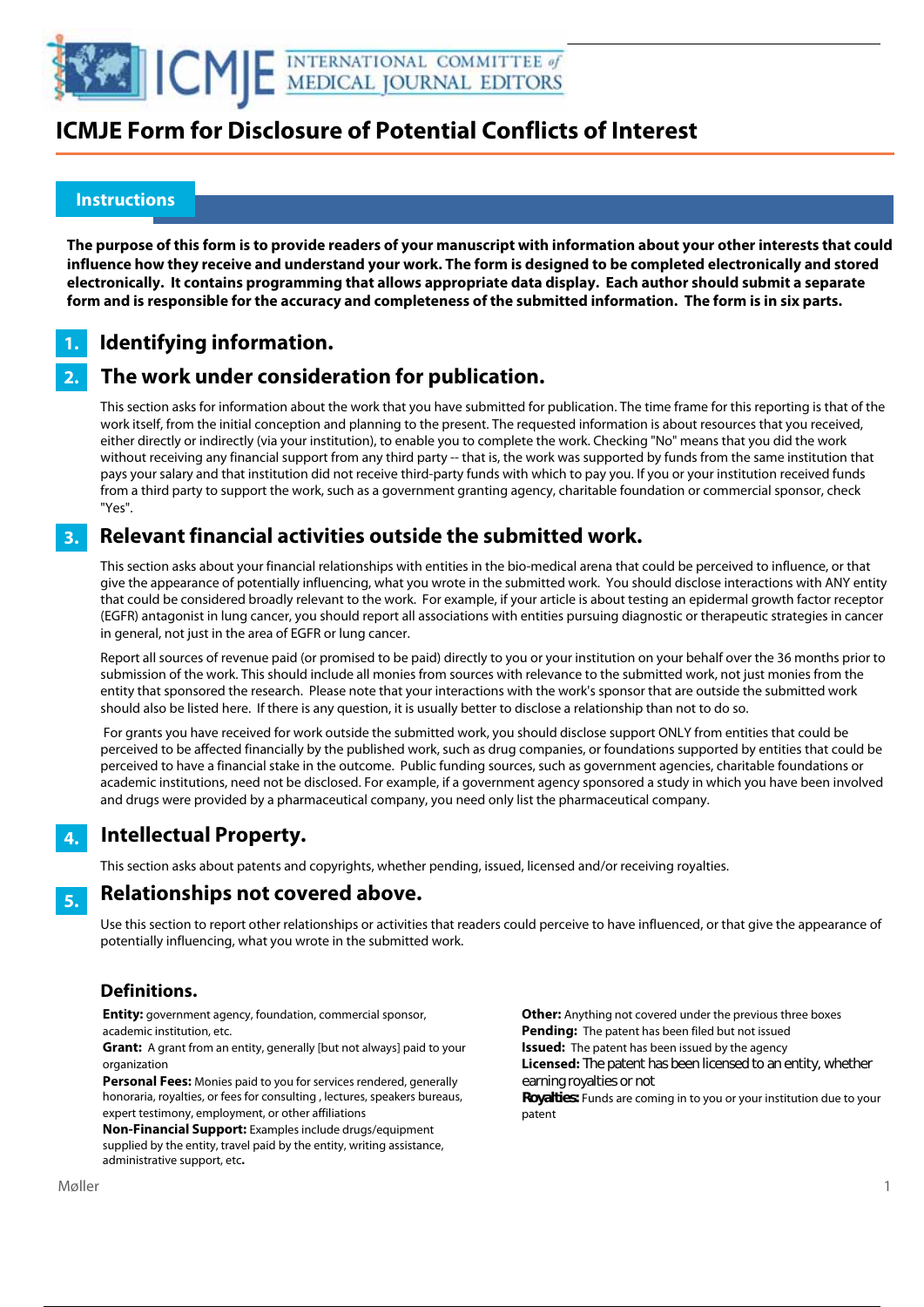# ICMJE Form for Disclosure of Potential Conflicts of Interest

## Instructions

**The purpose of this form is to provide readers of your manuscript with information about your other interests that could influence how they receive and understand your work. The form is designed to be completed electronically and stored electronically. It contains programming that allows appropriate data display. Each author should submit a separate form and is responsible for the accuracy and completeness of the submitted information. The form is in six parts.**

### 1. Identifying information.

### 2. The work under consideration for publication.

This section asks for information about the work that you have submitted for publication. The time frame for this reporting is that of the work itself, from the initial conception and planning to the present. The requested information is about resources that you received, either directly or indirectly (via your institution), to enable you to complete the work. Checking "No" means that you did the work without receiving any financial support from any third party -- that is, the work was supported by funds from the same institution that pays your salary and that institution did not receive third-party funds with which to pay you. If you or your institution received funds from a third party to support the work, such as a government granting agency, charitable foundation or commercial sponsor, check "Yes".

### 3. Relevant financial activities outside the submitted work.

This section asks about your financial relationships with entities in the bio-medical arena that could be perceived to influence, or that give the appearance of potentially influencing, what you wrote in the submitted work. You should disclose interactions with ANY entity that could be considered broadly relevant to the work. For example, if your article is about testing an epidermal growth factor receptor (EGFR) antagonist in lung cancer, you should report all associations with entities pursuing diagnostic or therapeutic strategies in cancer in general, not just in the area of EGFR or lung cancer.

Report all sources of revenue paid (or promised to be paid) directly to you or your institution on your behalf over the 36 months prior to submission of the work. This should include all monies from sources with relevance to the submitted work, not just monies from the entity that sponsored the research. Please note that your interactions with the work's sponsor that are outside the submitted work should also be listed here. If there is any question, it is usually better to disclose a relationship than not to do so.

For grants you have received for work outside the submitted work, you should disclose support ONLY from entities that could be perceived to be affected financially by the published work, such as drug companies, or foundations supported by entities that could be perceived to have a financial stake in the outcome. Public funding sources, such as government agencies, charitable foundations or academic institutions, need not be disclosed. For example, if a government agency sponsored a study in which you have been involved and drugs were provided by a pharmaceutical company, you need only list the pharmaceutical company.

### 4. Intellectual Property.

This section asks about patents and copyrights, whether pending, issued, licensed and/or receiving royalties.

### 5. Relationships not covered above.

Use this section to report other relationships or activities that readers could perceive to have influenced, or that give the appearance of potentially influencing, what you wrote in the submitted work.

#### Definitions.

**Entity:** government agency, foundation, commercial sponsor, academic institution, etc.

**Grant:** A grant from an entity, generally [but not always] paid to your organization

**Personal Fees:** Monies paid to you for services rendered, generally honoraria, royalties, or fees for consulting , lectures, speakers bureaus, expert testimony, employment, or other affiliations

**Non-Financial Support:** Examples include drugs/equipment supplied by the entity, travel paid by the entity, writing assistance, administrative support, etc**.**

**Other:** Anything not covered under the previous three boxes

**Pending:** The patent has been filed but not issued

**Issued:** The patent has been issued by the agency

**Licensed:** The patent has been licensed to an entity, whether earning royalties or not

**Royalties:** Funds are coming in to you or your institution due to your patent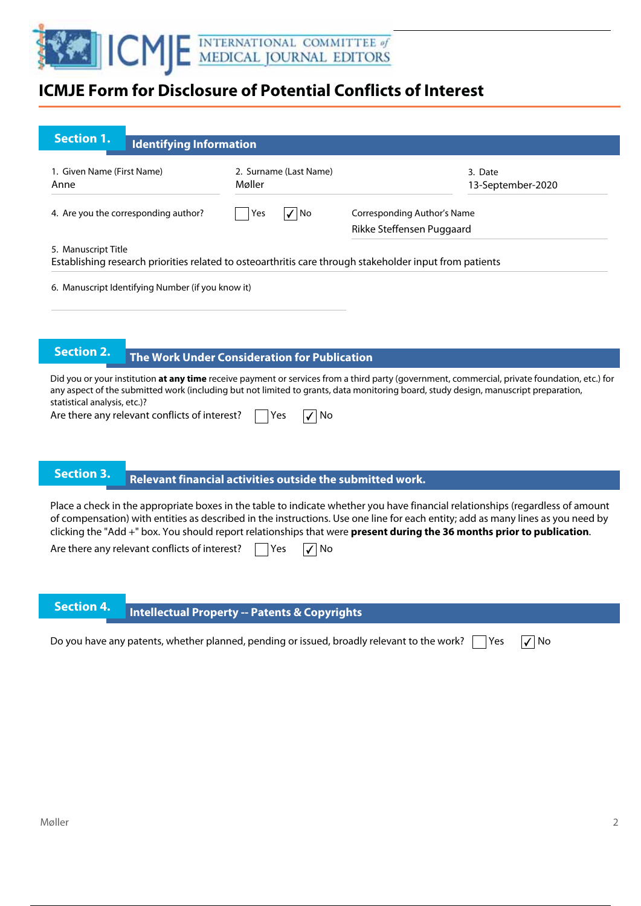# ICMJE Form for Disclosure of Potential Conflicts of Interest

## Section 1. Identifying Information

| 1. Given Name (First Name) | 2. Surname (Last Name) | 3. Date |
| --- | --- | --- |
| Anne | Møller | 13-September-2020 |

4. Are you the corresponding author? ☐ Yes ☑ No

Corresponding Author's Name: Rikke Steffensen Puggaard

5. Manuscript Title

Establishing research priorities related to osteoarthritis care through stakeholder input from patients

6. Manuscript Identifying Number (if you know it)

## Section 2. The Work Under Consideration for Publication

Did you or your institution **at any time** receive payment or services from a third party (government, commercial, private foundation, etc.) for any aspect of the submitted work (including but not limited to grants, data monitoring board, study design, manuscript preparation, statistical analysis, etc.)?

Are there any relevant conflicts of interest? ☐ Yes ☑ No

## Section 3. Relevant financial activities outside the submitted work.

Place a check in the appropriate boxes in the table to indicate whether you have financial relationships (regardless of amount of compensation) with entities as described in the instructions. Use one line for each entity; add as many lines as you need by clicking the "Add +" box. You should report relationships that were **present during the 36 months prior to publication**.

Are there any relevant conflicts of interest? ☐ Yes ☑ No

## Section 4. Intellectual Property -- Patents & Copyrights

Do you have any patents, whether planned, pending or issued, broadly relevant to the work? ☐ Yes ☑ No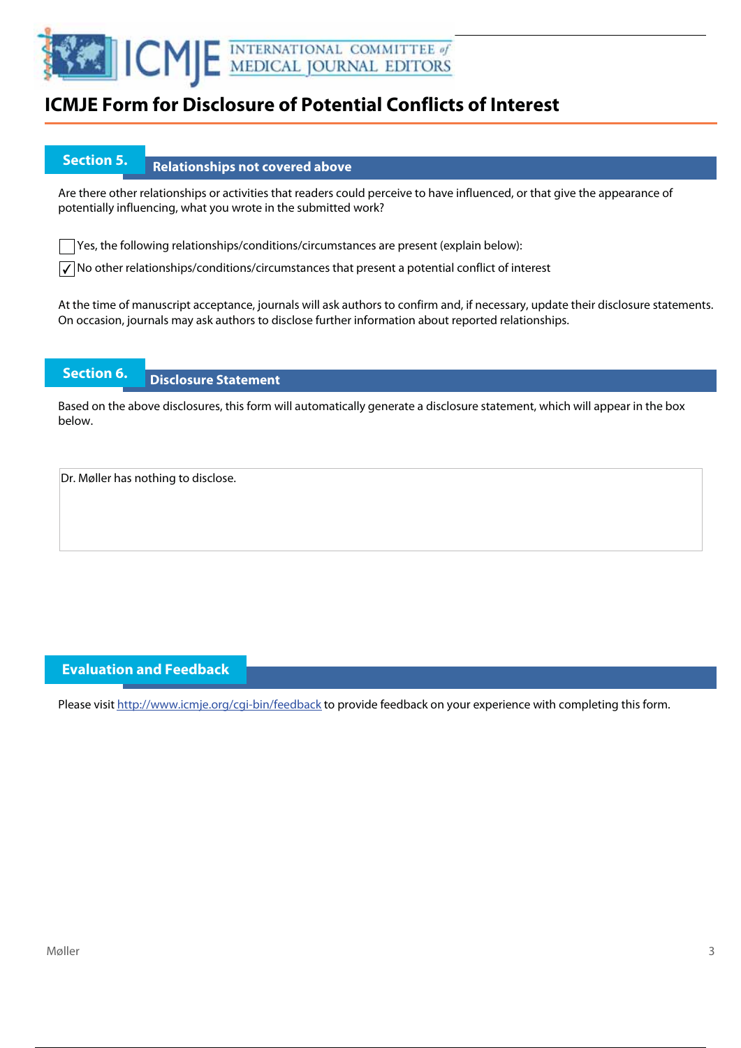# ICMJE Form for Disclosure of Potential Conflicts of Interest

## Section 5. Relationships not covered above

Are there other relationships or activities that readers could perceive to have influenced, or that give the appearance of potentially influencing, what you wrote in the submitted work?

☐ Yes, the following relationships/conditions/circumstances are present (explain below):

☑ No other relationships/conditions/circumstances that present a potential conflict of interest

At the time of manuscript acceptance, journals will ask authors to confirm and, if necessary, update their disclosure statements. On occasion, journals may ask authors to disclose further information about reported relationships.

## Section 6. Disclosure Statement

Based on the above disclosures, this form will automatically generate a disclosure statement, which will appear in the box below.

Dr. Møller has nothing to disclose.

## Evaluation and Feedback

Please visit http://www.icmje.org/cgi-bin/feedback to provide feedback on your experience with completing this form.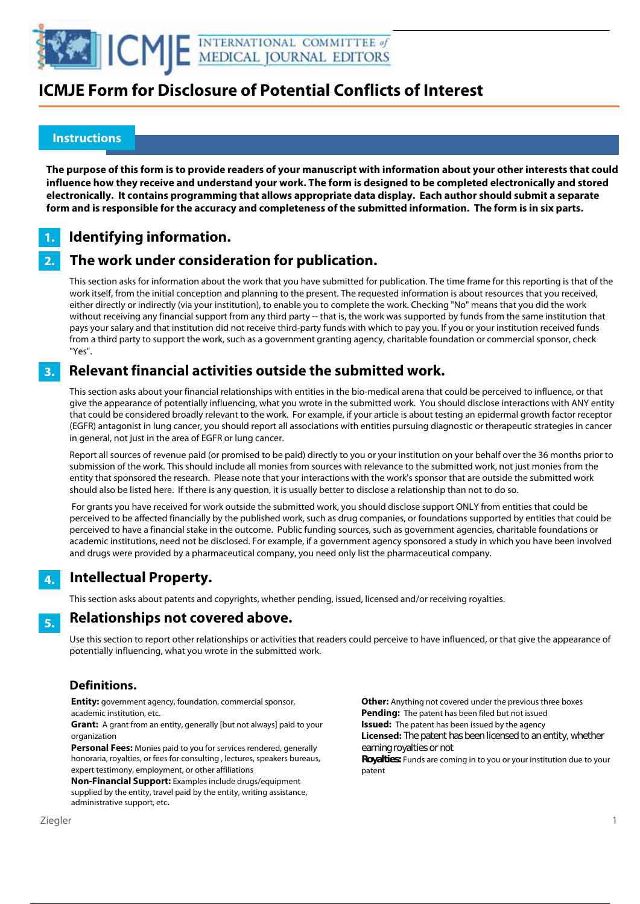# ICMJE Form for Disclosure of Potential Conflicts of Interest

## Instructions

**The purpose of this form is to provide readers of your manuscript with information about your other interests that could influence how they receive and understand your work. The form is designed to be completed electronically and stored electronically. It contains programming that allows appropriate data display. Each author should submit a separate form and is responsible for the accuracy and completeness of the submitted information. The form is in six parts.**

### 1. Identifying information.

### 2. The work under consideration for publication.

This section asks for information about the work that you have submitted for publication. The time frame for this reporting is that of the work itself, from the initial conception and planning to the present. The requested information is about resources that you received, either directly or indirectly (via your institution), to enable you to complete the work. Checking "No" means that you did the work without receiving any financial support from any third party -- that is, the work was supported by funds from the same institution that pays your salary and that institution did not receive third-party funds with which to pay you. If you or your institution received funds from a third party to support the work, such as a government granting agency, charitable foundation or commercial sponsor, check "Yes".

### 3. Relevant financial activities outside the submitted work.

This section asks about your financial relationships with entities in the bio-medical arena that could be perceived to influence, or that give the appearance of potentially influencing, what you wrote in the submitted work. You should disclose interactions with ANY entity that could be considered broadly relevant to the work. For example, if your article is about testing an epidermal growth factor receptor (EGFR) antagonist in lung cancer, you should report all associations with entities pursuing diagnostic or therapeutic strategies in cancer in general, not just in the area of EGFR or lung cancer.

Report all sources of revenue paid (or promised to be paid) directly to you or your institution on your behalf over the 36 months prior to submission of the work. This should include all monies from sources with relevance to the submitted work, not just monies from the entity that sponsored the research. Please note that your interactions with the work's sponsor that are outside the submitted work should also be listed here. If there is any question, it is usually better to disclose a relationship than not to do so.

For grants you have received for work outside the submitted work, you should disclose support ONLY from entities that could be perceived to be affected financially by the published work, such as drug companies, or foundations supported by entities that could be perceived to have a financial stake in the outcome. Public funding sources, such as government agencies, charitable foundations or academic institutions, need not be disclosed. For example, if a government agency sponsored a study in which you have been involved and drugs were provided by a pharmaceutical company, you need only list the pharmaceutical company.

### 4. Intellectual Property.

This section asks about patents and copyrights, whether pending, issued, licensed and/or receiving royalties.

### 5. Relationships not covered above.

Use this section to report other relationships or activities that readers could perceive to have influenced, or that give the appearance of potentially influencing, what you wrote in the submitted work.

### Definitions.

**Entity:** government agency, foundation, commercial sponsor, academic institution, etc.

**Grant:** A grant from an entity, generally [but not always] paid to your organization

**Personal Fees:** Monies paid to you for services rendered, generally honoraria, royalties, or fees for consulting , lectures, speakers bureaus, expert testimony, employment, or other affiliations

**Non-Financial Support:** Examples include drugs/equipment supplied by the entity, travel paid by the entity, writing assistance, administrative support, etc**.**

**Other:** Anything not covered under the previous three boxes

**Pending:** The patent has been filed but not issued

**Issued:** The patent has been issued by the agency

**Licensed:** The patent has been licensed to an entity, whether earning royalties or not

**Royalties:** Funds are coming in to you or your institution due to your patent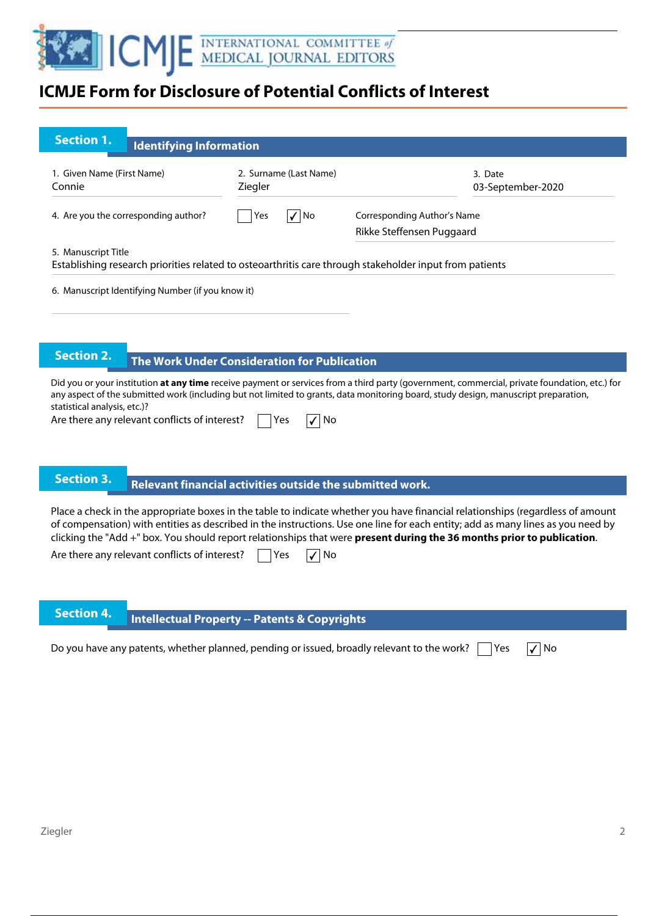# ICMJE Form for Disclosure of Potential Conflicts of Interest

## Section 1. Identifying Information

1. Given Name (First Name)
Connie

2. Surname (Last Name)
Ziegler

3. Date
03-September-2020

4. Are you the corresponding author? ☐ Yes ☑ No

Corresponding Author's Name
Rikke Steffensen Puggaard

5. Manuscript Title
Establishing research priorities related to osteoarthritis care through stakeholder input from patients

6. Manuscript Identifying Number (if you know it)

## Section 2. The Work Under Consideration for Publication

Did you or your institution **at any time** receive payment or services from a third party (government, commercial, private foundation, etc.) for any aspect of the submitted work (including but not limited to grants, data monitoring board, study design, manuscript preparation, statistical analysis, etc.)?

Are there any relevant conflicts of interest? ☐ Yes ☑ No

## Section 3. Relevant financial activities outside the submitted work.

Place a check in the appropriate boxes in the table to indicate whether you have financial relationships (regardless of amount of compensation) with entities as described in the instructions. Use one line for each entity; add as many lines as you need by clicking the "Add +" box. You should report relationships that were **present during the 36 months prior to publication**.

Are there any relevant conflicts of interest? ☐ Yes ☑ No

## Section 4. Intellectual Property -- Patents & Copyrights

Do you have any patents, whether planned, pending or issued, broadly relevant to the work? ☐ Yes ☑ No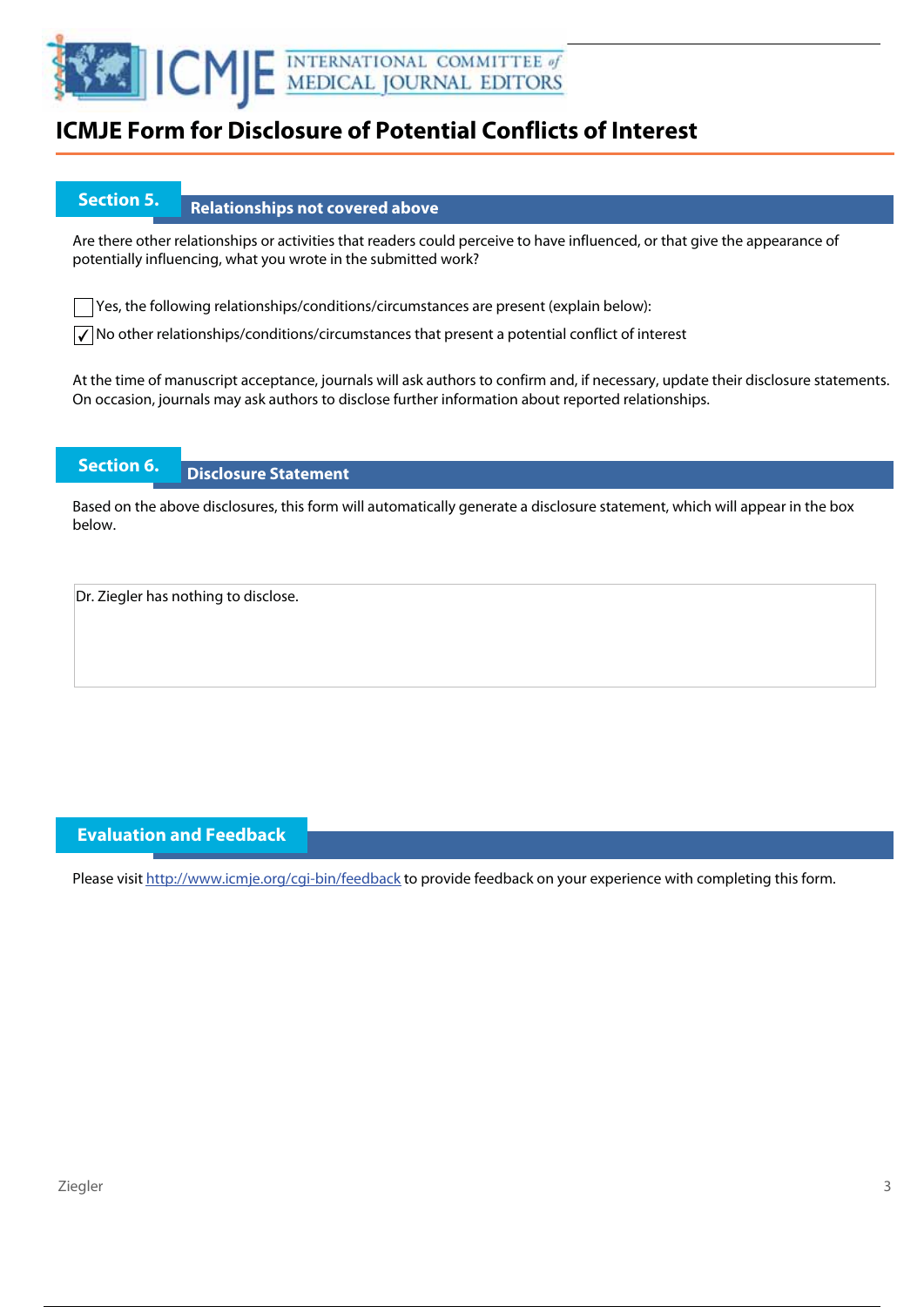# ICMJE Form for Disclosure of Potential Conflicts of Interest

## Section 5. Relationships not covered above

Are there other relationships or activities that readers could perceive to have influenced, or that give the appearance of potentially influencing, what you wrote in the submitted work?

- [ ] Yes, the following relationships/conditions/circumstances are present (explain below):
- [x] No other relationships/conditions/circumstances that present a potential conflict of interest

At the time of manuscript acceptance, journals will ask authors to confirm and, if necessary, update their disclosure statements. On occasion, journals may ask authors to disclose further information about reported relationships.

## Section 6. Disclosure Statement

Based on the above disclosures, this form will automatically generate a disclosure statement, which will appear in the box below.

Dr. Ziegler has nothing to disclose.

## Evaluation and Feedback

Please visit http://www.icmje.org/cgi-bin/feedback to provide feedback on your experience with completing this form.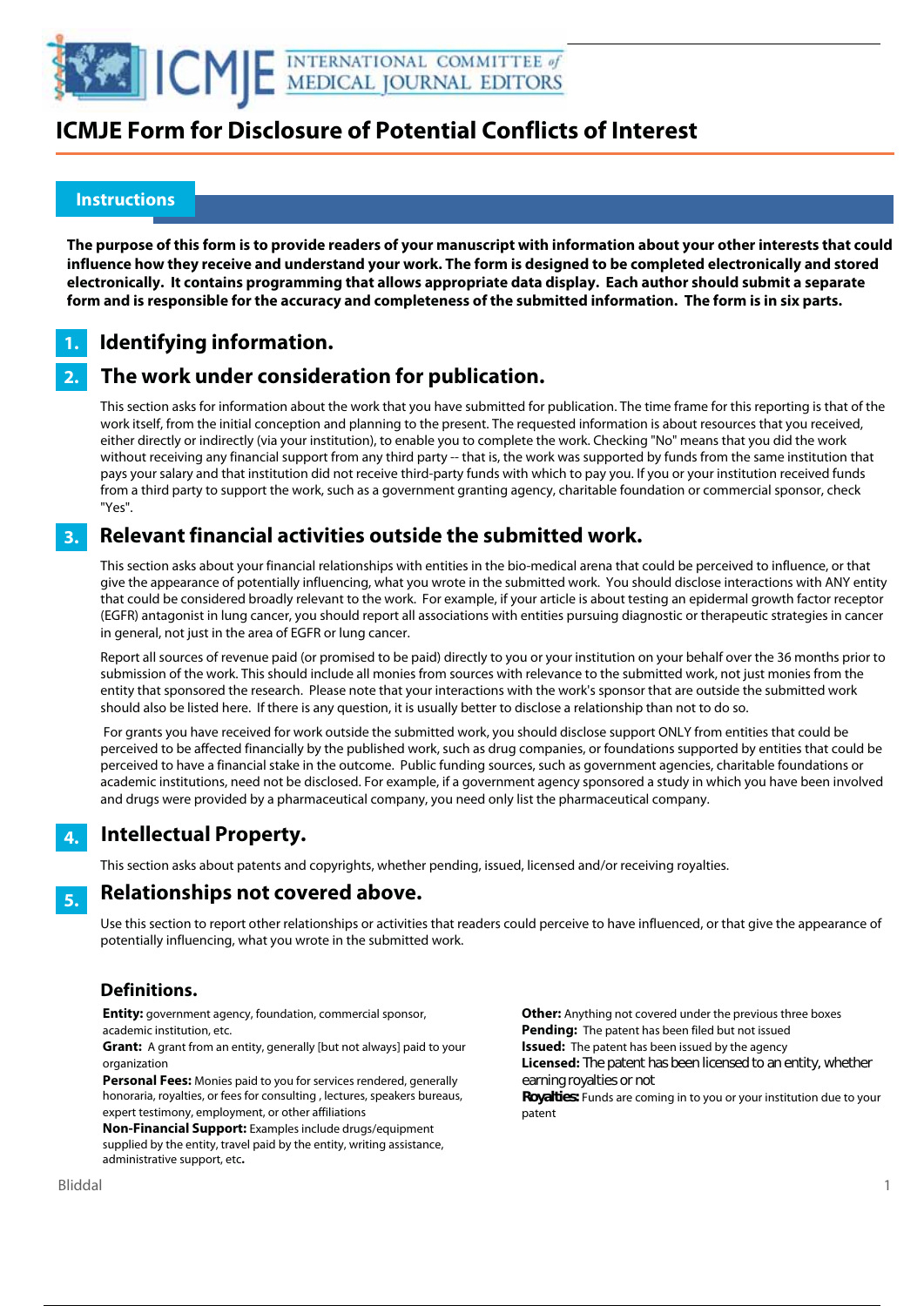# ICMJE Form for Disclosure of Potential Conflicts of Interest

## Instructions

**The purpose of this form is to provide readers of your manuscript with information about your other interests that could influence how they receive and understand your work. The form is designed to be completed electronically and stored electronically. It contains programming that allows appropriate data display. Each author should submit a separate form and is responsible for the accuracy and completeness of the submitted information. The form is in six parts.**

### 1. Identifying information.

### 2. The work under consideration for publication.

This section asks for information about the work that you have submitted for publication. The time frame for this reporting is that of the work itself, from the initial conception and planning to the present. The requested information is about resources that you received, either directly or indirectly (via your institution), to enable you to complete the work. Checking "No" means that you did the work without receiving any financial support from any third party -- that is, the work was supported by funds from the same institution that pays your salary and that institution did not receive third-party funds with which to pay you. If you or your institution received funds from a third party to support the work, such as a government granting agency, charitable foundation or commercial sponsor, check "Yes".

### 3. Relevant financial activities outside the submitted work.

This section asks about your financial relationships with entities in the bio-medical arena that could be perceived to influence, or that give the appearance of potentially influencing, what you wrote in the submitted work. You should disclose interactions with ANY entity that could be considered broadly relevant to the work. For example, if your article is about testing an epidermal growth factor receptor (EGFR) antagonist in lung cancer, you should report all associations with entities pursuing diagnostic or therapeutic strategies in cancer in general, not just in the area of EGFR or lung cancer.

Report all sources of revenue paid (or promised to be paid) directly to you or your institution on your behalf over the 36 months prior to submission of the work. This should include all monies from sources with relevance to the submitted work, not just monies from the entity that sponsored the research. Please note that your interactions with the work's sponsor that are outside the submitted work should also be listed here. If there is any question, it is usually better to disclose a relationship than not to do so.

For grants you have received for work outside the submitted work, you should disclose support ONLY from entities that could be perceived to be affected financially by the published work, such as drug companies, or foundations supported by entities that could be perceived to have a financial stake in the outcome. Public funding sources, such as government agencies, charitable foundations or academic institutions, need not be disclosed. For example, if a government agency sponsored a study in which you have been involved and drugs were provided by a pharmaceutical company, you need only list the pharmaceutical company.

### 4. Intellectual Property.

This section asks about patents and copyrights, whether pending, issued, licensed and/or receiving royalties.

### 5. Relationships not covered above.

Use this section to report other relationships or activities that readers could perceive to have influenced, or that give the appearance of potentially influencing, what you wrote in the submitted work.

### Definitions.

**Entity:** government agency, foundation, commercial sponsor, academic institution, etc.

**Grant:** A grant from an entity, generally [but not always] paid to your organization

**Personal Fees:** Monies paid to you for services rendered, generally honoraria, royalties, or fees for consulting , lectures, speakers bureaus, expert testimony, employment, or other affiliations

**Non-Financial Support:** Examples include drugs/equipment supplied by the entity, travel paid by the entity, writing assistance, administrative support, etc**.**

**Other:** Anything not covered under the previous three boxes

**Pending:** The patent has been filed but not issued

**Issued:** The patent has been issued by the agency

**Licensed:** The patent has been licensed to an entity, whether earning royalties or not

**Royalties:** Funds are coming in to you or your institution due to your patent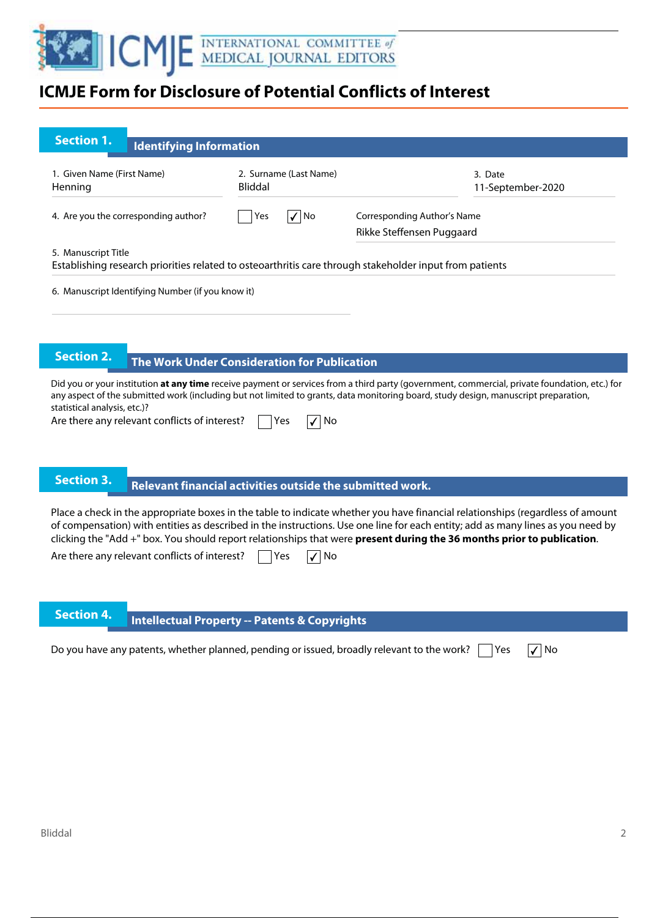# ICMJE Form for Disclosure of Potential Conflicts of Interest

## Section 1. Identifying Information

1. Given Name (First Name)
Henning

2. Surname (Last Name)
Bliddal

3. Date
11-September-2020

4. Are you the corresponding author? ☐ Yes ☑ No

Corresponding Author's Name
Rikke Steffensen Puggaard

5. Manuscript Title
Establishing research priorities related to osteoarthritis care through stakeholder input from patients

6. Manuscript Identifying Number (if you know it)

## Section 2. The Work Under Consideration for Publication

Did you or your institution **at any time** receive payment or services from a third party (government, commercial, private foundation, etc.) for any aspect of the submitted work (including but not limited to grants, data monitoring board, study design, manuscript preparation, statistical analysis, etc.)?

Are there any relevant conflicts of interest? ☐ Yes ☑ No

## Section 3. Relevant financial activities outside the submitted work.

Place a check in the appropriate boxes in the table to indicate whether you have financial relationships (regardless of amount of compensation) with entities as described in the instructions. Use one line for each entity; add as many lines as you need by clicking the "Add +" box. You should report relationships that were **present during the 36 months prior to publication**.

Are there any relevant conflicts of interest? ☐ Yes ☑ No

## Section 4. Intellectual Property -- Patents & Copyrights

Do you have any patents, whether planned, pending or issued, broadly relevant to the work? ☐ Yes ☑ No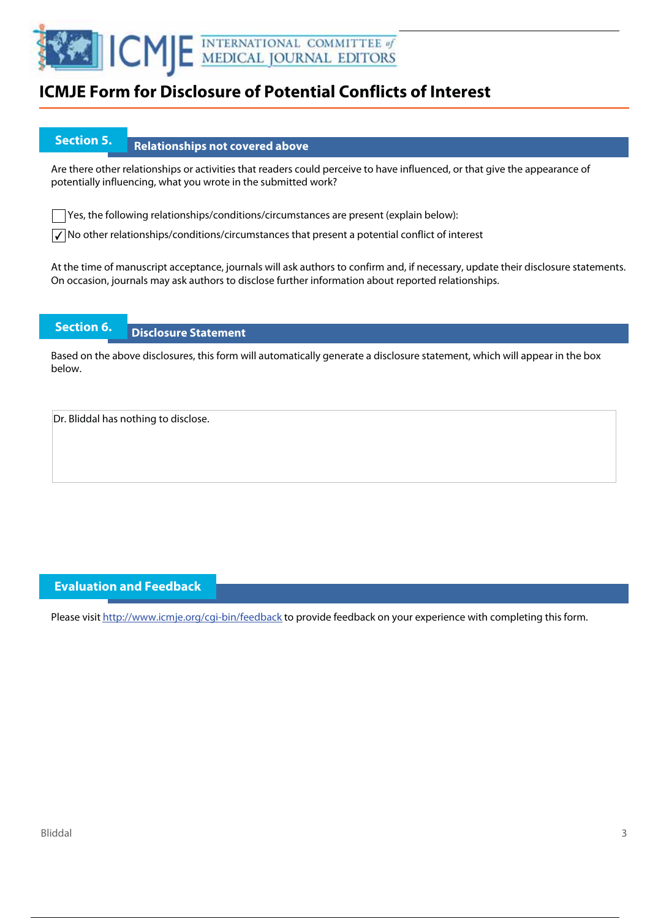# ICMJE Form for Disclosure of Potential Conflicts of Interest

## Section 5. Relationships not covered above

Are there other relationships or activities that readers could perceive to have influenced, or that give the appearance of potentially influencing, what you wrote in the submitted work?

☐ Yes, the following relationships/conditions/circumstances are present (explain below):

☑ No other relationships/conditions/circumstances that present a potential conflict of interest

At the time of manuscript acceptance, journals will ask authors to confirm and, if necessary, update their disclosure statements. On occasion, journals may ask authors to disclose further information about reported relationships.

## Section 6. Disclosure Statement

Based on the above disclosures, this form will automatically generate a disclosure statement, which will appear in the box below.

Dr. Bliddal has nothing to disclose.

## Evaluation and Feedback

Please visit http://www.icmje.org/cgi-bin/feedback to provide feedback on your experience with completing this form.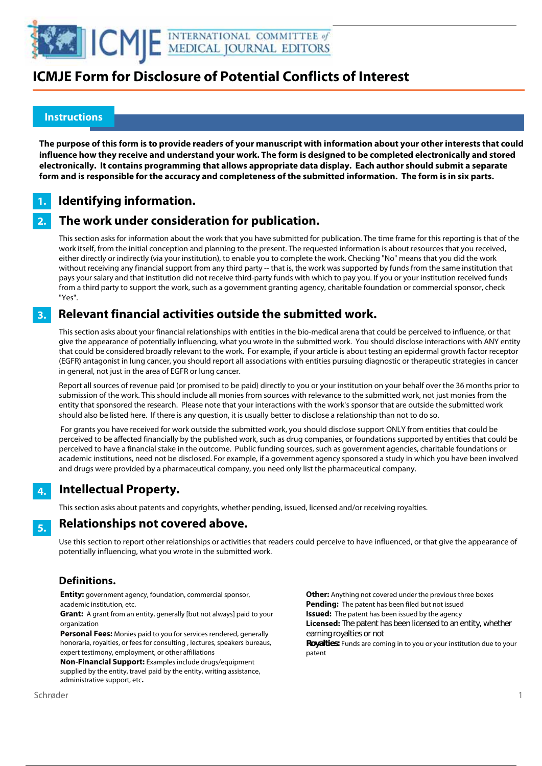# ICMJE Form for Disclosure of Potential Conflicts of Interest

## Instructions

**The purpose of this form is to provide readers of your manuscript with information about your other interests that could influence how they receive and understand your work. The form is designed to be completed electronically and stored electronically. It contains programming that allows appropriate data display. Each author should submit a separate form and is responsible for the accuracy and completeness of the submitted information. The form is in six parts.**

## 1. Identifying information.

## 2. The work under consideration for publication.

This section asks for information about the work that you have submitted for publication. The time frame for this reporting is that of the work itself, from the initial conception and planning to the present. The requested information is about resources that you received, either directly or indirectly (via your institution), to enable you to complete the work. Checking "No" means that you did the work without receiving any financial support from any third party -- that is, the work was supported by funds from the same institution that pays your salary and that institution did not receive third-party funds with which to pay you. If you or your institution received funds from a third party to support the work, such as a government granting agency, charitable foundation or commercial sponsor, check "Yes".

## 3. Relevant financial activities outside the submitted work.

This section asks about your financial relationships with entities in the bio-medical arena that could be perceived to influence, or that give the appearance of potentially influencing, what you wrote in the submitted work. You should disclose interactions with ANY entity that could be considered broadly relevant to the work. For example, if your article is about testing an epidermal growth factor receptor (EGFR) antagonist in lung cancer, you should report all associations with entities pursuing diagnostic or therapeutic strategies in cancer in general, not just in the area of EGFR or lung cancer.

Report all sources of revenue paid (or promised to be paid) directly to you or your institution on your behalf over the 36 months prior to submission of the work. This should include all monies from sources with relevance to the submitted work, not just monies from the entity that sponsored the research. Please note that your interactions with the work's sponsor that are outside the submitted work should also be listed here. If there is any question, it is usually better to disclose a relationship than not to do so.

For grants you have received for work outside the submitted work, you should disclose support ONLY from entities that could be perceived to be affected financially by the published work, such as drug companies, or foundations supported by entities that could be perceived to have a financial stake in the outcome. Public funding sources, such as government agencies, charitable foundations or academic institutions, need not be disclosed. For example, if a government agency sponsored a study in which you have been involved and drugs were provided by a pharmaceutical company, you need only list the pharmaceutical company.

## 4. Intellectual Property.

This section asks about patents and copyrights, whether pending, issued, licensed and/or receiving royalties.

## 5. Relationships not covered above.

Use this section to report other relationships or activities that readers could perceive to have influenced, or that give the appearance of potentially influencing, what you wrote in the submitted work.

### Definitions.

**Entity:** government agency, foundation, commercial sponsor, academic institution, etc.

**Grant:** A grant from an entity, generally [but not always] paid to your organization

**Personal Fees:** Monies paid to you for services rendered, generally honoraria, royalties, or fees for consulting , lectures, speakers bureaus, expert testimony, employment, or other affiliations

**Non-Financial Support:** Examples include drugs/equipment supplied by the entity, travel paid by the entity, writing assistance, administrative support, etc**.**

**Other:** Anything not covered under the previous three boxes

**Pending:** The patent has been filed but not issued

**Issued:** The patent has been issued by the agency

**Licensed:** The patent has been licensed to an entity, whether earning royalties or not

**Royalties:** Funds are coming in to you or your institution due to your patent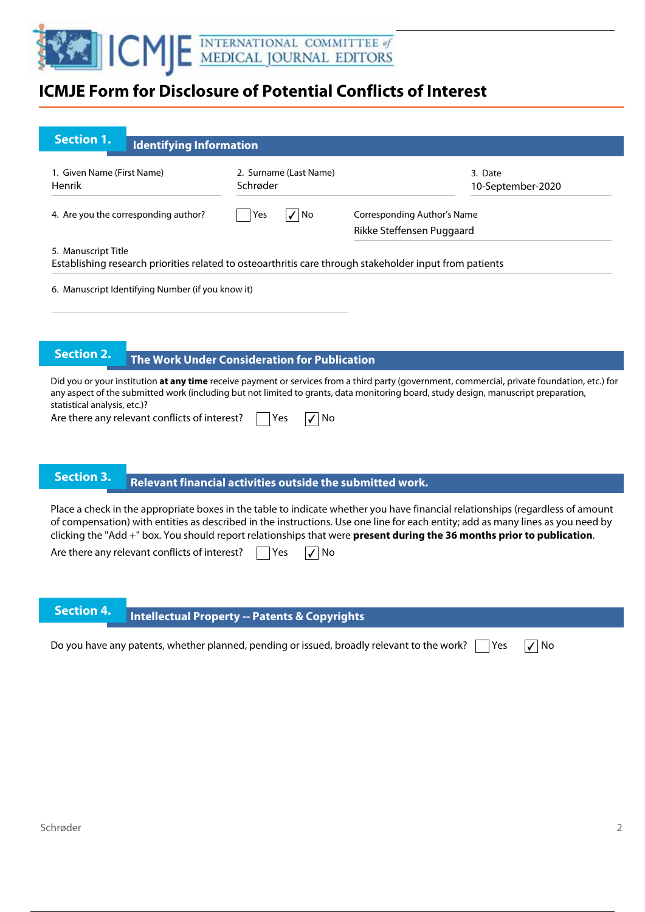# ICMJE Form for Disclosure of Potential Conflicts of Interest

## Section 1. Identifying Information

1. Given Name (First Name)
Henrik

2. Surname (Last Name)
Schrøder

3. Date
10-September-2020

4. Are you the corresponding author? ☐ Yes ☑ No

Corresponding Author's Name
Rikke Steffensen Puggaard

5. Manuscript Title
Establishing research priorities related to osteoarthritis care through stakeholder input from patients

6. Manuscript Identifying Number (if you know it)

## Section 2. The Work Under Consideration for Publication

Did you or your institution **at any time** receive payment or services from a third party (government, commercial, private foundation, etc.) for any aspect of the submitted work (including but not limited to grants, data monitoring board, study design, manuscript preparation, statistical analysis, etc.)?

Are there any relevant conflicts of interest? ☐ Yes ☑ No

## Section 3. Relevant financial activities outside the submitted work.

Place a check in the appropriate boxes in the table to indicate whether you have financial relationships (regardless of amount of compensation) with entities as described in the instructions. Use one line for each entity; add as many lines as you need by clicking the "Add +" box. You should report relationships that were **present during the 36 months prior to publication**.

Are there any relevant conflicts of interest? ☐ Yes ☑ No

## Section 4. Intellectual Property -- Patents & Copyrights

Do you have any patents, whether planned, pending or issued, broadly relevant to the work? ☐ Yes ☑ No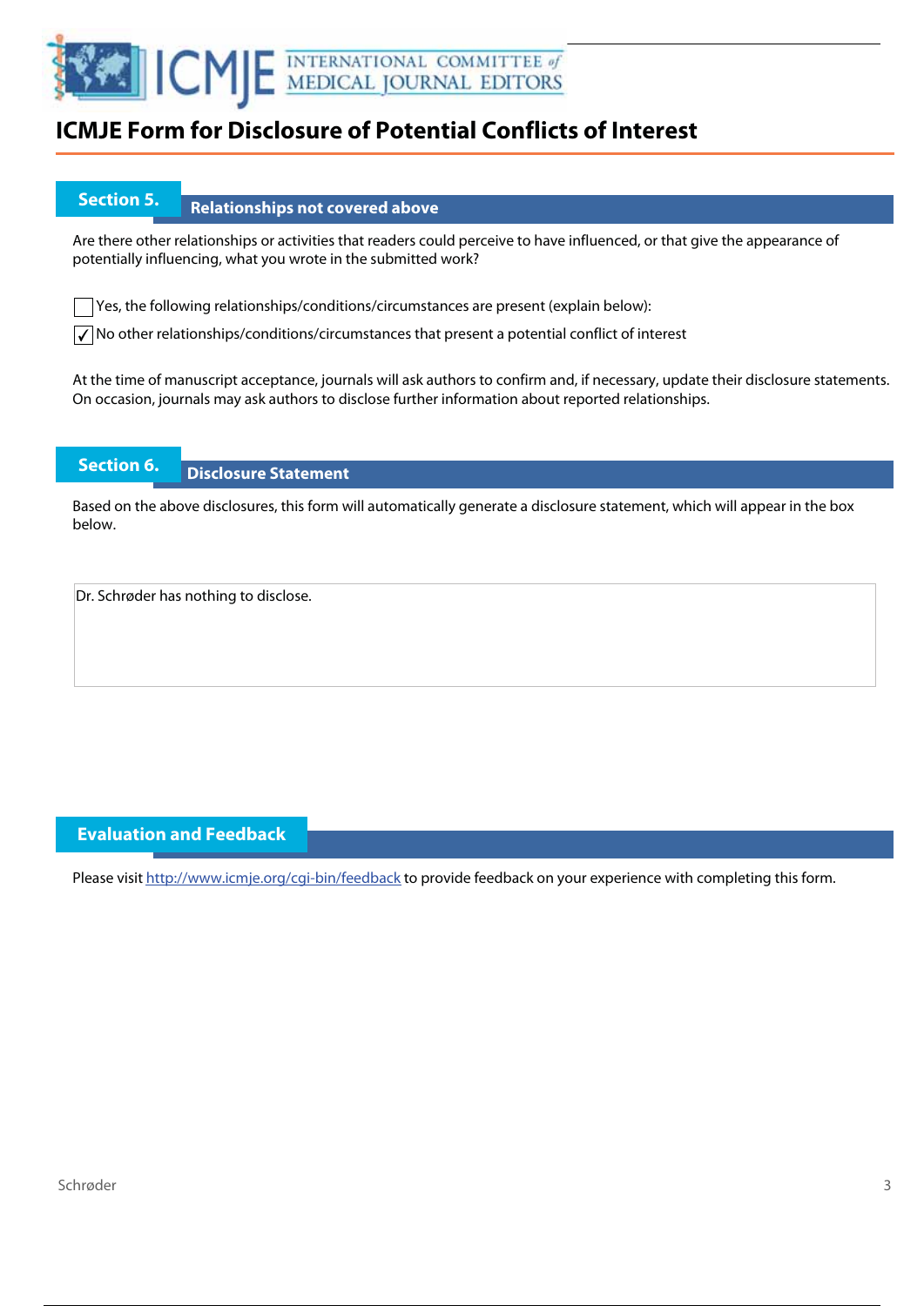# ICMJE Form for Disclosure of Potential Conflicts of Interest

## Section 5. Relationships not covered above

Are there other relationships or activities that readers could perceive to have influenced, or that give the appearance of potentially influencing, what you wrote in the submitted work?

☐ Yes, the following relationships/conditions/circumstances are present (explain below):

☑ No other relationships/conditions/circumstances that present a potential conflict of interest

At the time of manuscript acceptance, journals will ask authors to confirm and, if necessary, update their disclosure statements. On occasion, journals may ask authors to disclose further information about reported relationships.

## Section 6. Disclosure Statement

Based on the above disclosures, this form will automatically generate a disclosure statement, which will appear in the box below.

Dr. Schrøder has nothing to disclose.

## Evaluation and Feedback

Please visit http://www.icmje.org/cgi-bin/feedback to provide feedback on your experience with completing this form.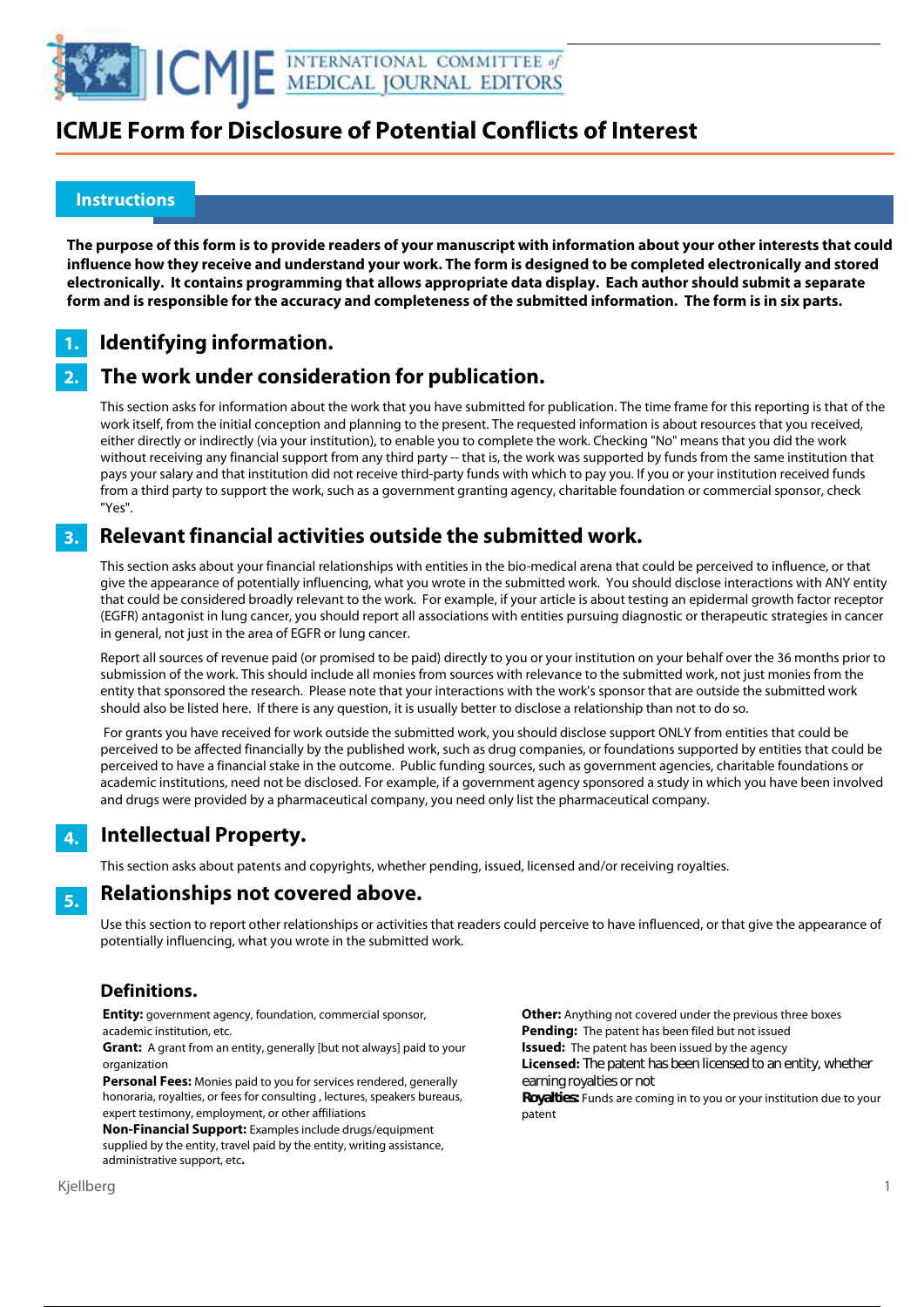# ICMJE Form for Disclosure of Potential Conflicts of Interest

## Instructions

**The purpose of this form is to provide readers of your manuscript with information about your other interests that could influence how they receive and understand your work. The form is designed to be completed electronically and stored electronically. It contains programming that allows appropriate data display. Each author should submit a separate form and is responsible for the accuracy and completeness of the submitted information. The form is in six parts.**

### 1. Identifying information.

### 2. The work under consideration for publication.

This section asks for information about the work that you have submitted for publication. The time frame for this reporting is that of the work itself, from the initial conception and planning to the present. The requested information is about resources that you received, either directly or indirectly (via your institution), to enable you to complete the work. Checking "No" means that you did the work without receiving any financial support from any third party -- that is, the work was supported by funds from the same institution that pays your salary and that institution did not receive third-party funds with which to pay you. If you or your institution received funds from a third party to support the work, such as a government granting agency, charitable foundation or commercial sponsor, check "Yes".

### 3. Relevant financial activities outside the submitted work.

This section asks about your financial relationships with entities in the bio-medical arena that could be perceived to influence, or that give the appearance of potentially influencing, what you wrote in the submitted work. You should disclose interactions with ANY entity that could be considered broadly relevant to the work. For example, if your article is about testing an epidermal growth factor receptor (EGFR) antagonist in lung cancer, you should report all associations with entities pursuing diagnostic or therapeutic strategies in cancer in general, not just in the area of EGFR or lung cancer.

Report all sources of revenue paid (or promised to be paid) directly to you or your institution on your behalf over the 36 months prior to submission of the work. This should include all monies from sources with relevance to the submitted work, not just monies from the entity that sponsored the research. Please note that your interactions with the work's sponsor that are outside the submitted work should also be listed here. If there is any question, it is usually better to disclose a relationship than not to do so.

For grants you have received for work outside the submitted work, you should disclose support ONLY from entities that could be perceived to be affected financially by the published work, such as drug companies, or foundations supported by entities that could be perceived to have a financial stake in the outcome. Public funding sources, such as government agencies, charitable foundations or academic institutions, need not be disclosed. For example, if a government agency sponsored a study in which you have been involved and drugs were provided by a pharmaceutical company, you need only list the pharmaceutical company.

### 4. Intellectual Property.

This section asks about patents and copyrights, whether pending, issued, licensed and/or receiving royalties.

### 5. Relationships not covered above.

Use this section to report other relationships or activities that readers could perceive to have influenced, or that give the appearance of potentially influencing, what you wrote in the submitted work.

### Definitions.

**Entity:** government agency, foundation, commercial sponsor, academic institution, etc.

**Grant:** A grant from an entity, generally [but not always] paid to your organization

**Personal Fees:** Monies paid to you for services rendered, generally honoraria, royalties, or fees for consulting , lectures, speakers bureaus, expert testimony, employment, or other affiliations

**Non-Financial Support:** Examples include drugs/equipment supplied by the entity, travel paid by the entity, writing assistance, administrative support, etc**.**

**Other:** Anything not covered under the previous three boxes

**Pending:** The patent has been filed but not issued

**Issued:** The patent has been issued by the agency

**Licensed:** The patent has been licensed to an entity, whether earning royalties or not

**Royalties:** Funds are coming in to you or your institution due to your patent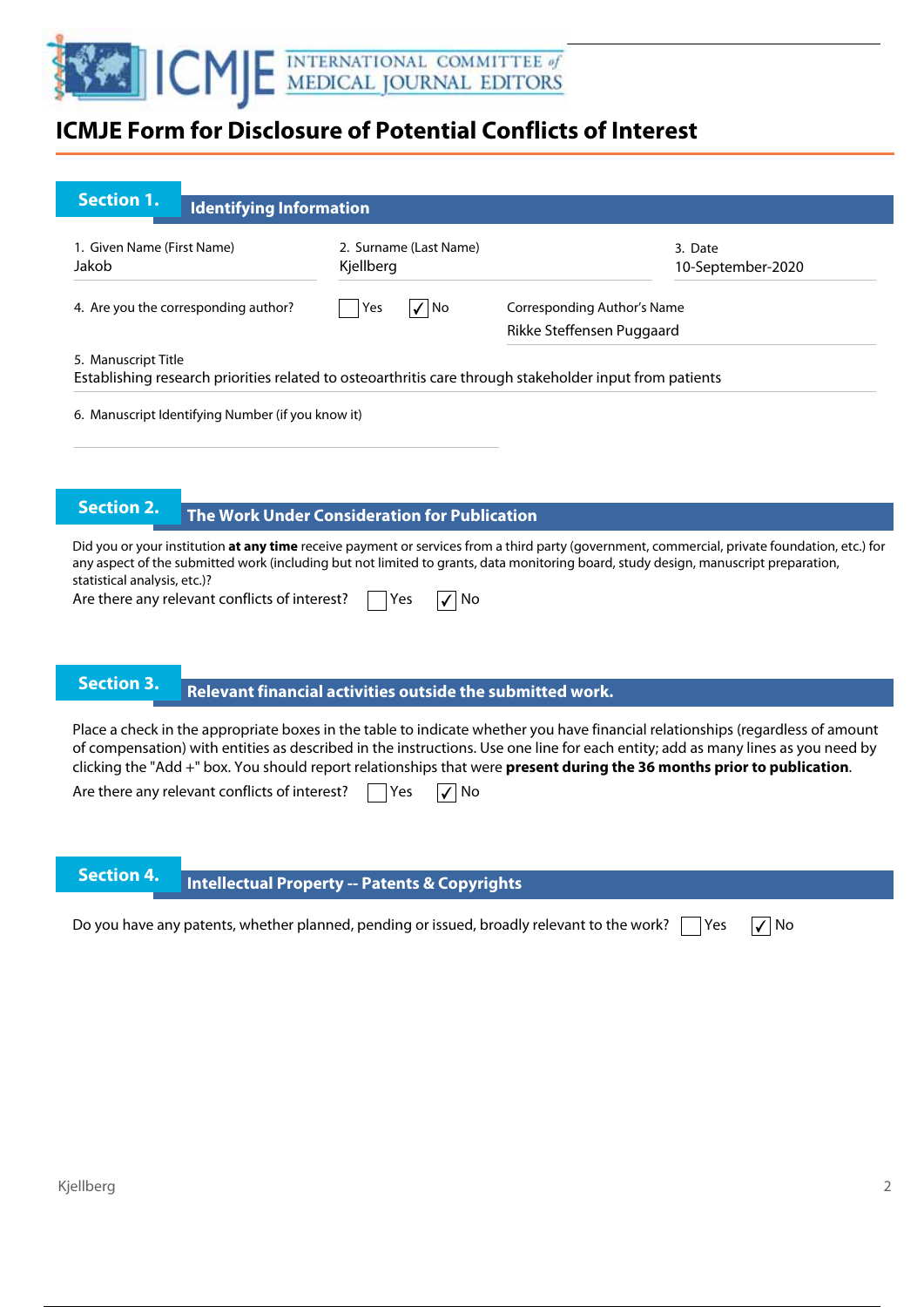# ICMJE Form for Disclosure of Potential Conflicts of Interest

## Section 1. Identifying Information

1. Given Name (First Name)
Jakob

2. Surname (Last Name)
Kjellberg

3. Date
10-September-2020

4. Are you the corresponding author? ☐ Yes ☑ No

Corresponding Author's Name
Rikke Steffensen Puggaard

5. Manuscript Title
Establishing research priorities related to osteoarthritis care through stakeholder input from patients

6. Manuscript Identifying Number (if you know it)

## Section 2. The Work Under Consideration for Publication

Did you or your institution **at any time** receive payment or services from a third party (government, commercial, private foundation, etc.) for any aspect of the submitted work (including but not limited to grants, data monitoring board, study design, manuscript preparation, statistical analysis, etc.)?

Are there any relevant conflicts of interest? ☐ Yes ☑ No

## Section 3. Relevant financial activities outside the submitted work.

Place a check in the appropriate boxes in the table to indicate whether you have financial relationships (regardless of amount of compensation) with entities as described in the instructions. Use one line for each entity; add as many lines as you need by clicking the "Add +" box. You should report relationships that were **present during the 36 months prior to publication**.

Are there any relevant conflicts of interest? ☐ Yes ☑ No

## Section 4. Intellectual Property -- Patents & Copyrights

Do you have any patents, whether planned, pending or issued, broadly relevant to the work? ☐ Yes ☑ No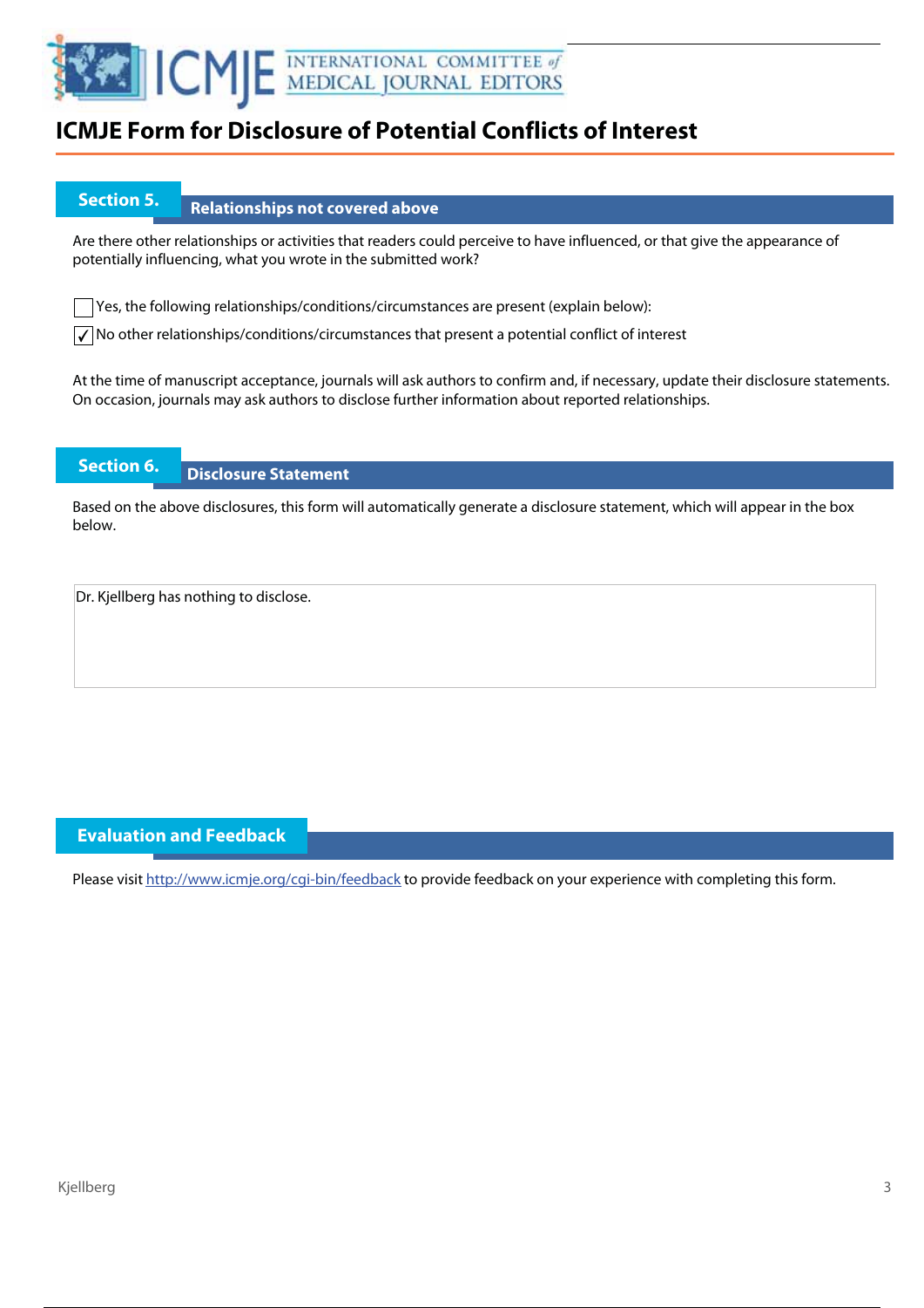# ICMJE Form for Disclosure of Potential Conflicts of Interest

## Section 5. Relationships not covered above

Are there other relationships or activities that readers could perceive to have influenced, or that give the appearance of potentially influencing, what you wrote in the submitted work?

☐ Yes, the following relationships/conditions/circumstances are present (explain below):

☑ No other relationships/conditions/circumstances that present a potential conflict of interest

At the time of manuscript acceptance, journals will ask authors to confirm and, if necessary, update their disclosure statements. On occasion, journals may ask authors to disclose further information about reported relationships.

## Section 6. Disclosure Statement

Based on the above disclosures, this form will automatically generate a disclosure statement, which will appear in the box below.

Dr. Kjellberg has nothing to disclose.

## Evaluation and Feedback

Please visit http://www.icmje.org/cgi-bin/feedback to provide feedback on your experience with completing this form.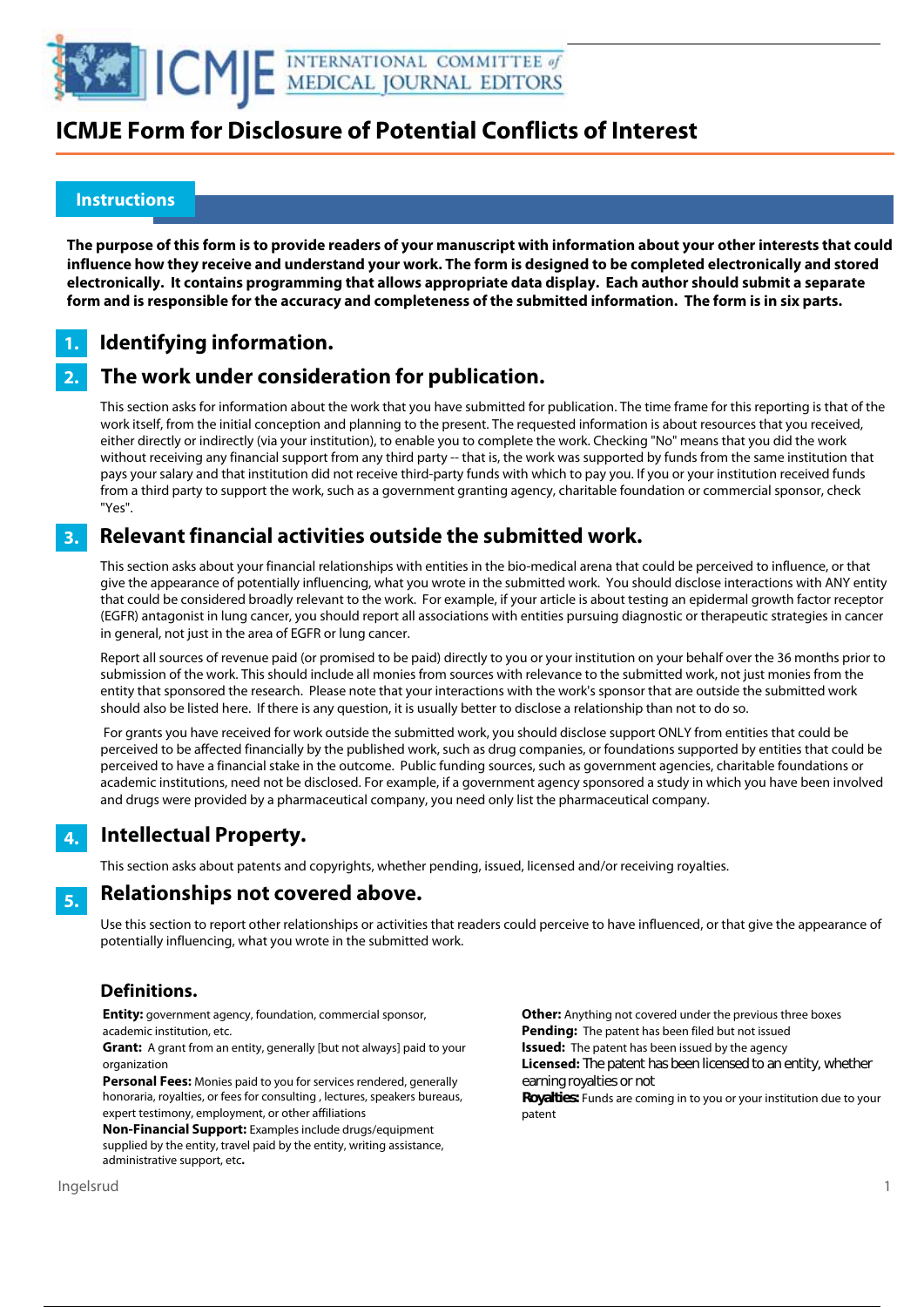# ICMJE Form for Disclosure of Potential Conflicts of Interest

## Instructions

**The purpose of this form is to provide readers of your manuscript with information about your other interests that could influence how they receive and understand your work. The form is designed to be completed electronically and stored electronically. It contains programming that allows appropriate data display. Each author should submit a separate form and is responsible for the accuracy and completeness of the submitted information. The form is in six parts.**

### 1. Identifying information.

### 2. The work under consideration for publication.

This section asks for information about the work that you have submitted for publication. The time frame for this reporting is that of the work itself, from the initial conception and planning to the present. The requested information is about resources that you received, either directly or indirectly (via your institution), to enable you to complete the work. Checking "No" means that you did the work without receiving any financial support from any third party -- that is, the work was supported by funds from the same institution that pays your salary and that institution did not receive third-party funds with which to pay you. If you or your institution received funds from a third party to support the work, such as a government granting agency, charitable foundation or commercial sponsor, check "Yes".

### 3. Relevant financial activities outside the submitted work.

This section asks about your financial relationships with entities in the bio-medical arena that could be perceived to influence, or that give the appearance of potentially influencing, what you wrote in the submitted work. You should disclose interactions with ANY entity that could be considered broadly relevant to the work. For example, if your article is about testing an epidermal growth factor receptor (EGFR) antagonist in lung cancer, you should report all associations with entities pursuing diagnostic or therapeutic strategies in cancer in general, not just in the area of EGFR or lung cancer.

Report all sources of revenue paid (or promised to be paid) directly to you or your institution on your behalf over the 36 months prior to submission of the work. This should include all monies from sources with relevance to the submitted work, not just monies from the entity that sponsored the research. Please note that your interactions with the work's sponsor that are outside the submitted work should also be listed here. If there is any question, it is usually better to disclose a relationship than not to do so.

For grants you have received for work outside the submitted work, you should disclose support ONLY from entities that could be perceived to be affected financially by the published work, such as drug companies, or foundations supported by entities that could be perceived to have a financial stake in the outcome. Public funding sources, such as government agencies, charitable foundations or academic institutions, need not be disclosed. For example, if a government agency sponsored a study in which you have been involved and drugs were provided by a pharmaceutical company, you need only list the pharmaceutical company.

### 4. Intellectual Property.

This section asks about patents and copyrights, whether pending, issued, licensed and/or receiving royalties.

### 5. Relationships not covered above.

Use this section to report other relationships or activities that readers could perceive to have influenced, or that give the appearance of potentially influencing, what you wrote in the submitted work.

### Definitions.

**Entity:** government agency, foundation, commercial sponsor, academic institution, etc.

**Grant:** A grant from an entity, generally [but not always] paid to your organization

**Personal Fees:** Monies paid to you for services rendered, generally honoraria, royalties, or fees for consulting , lectures, speakers bureaus, expert testimony, employment, or other affiliations

**Non-Financial Support:** Examples include drugs/equipment supplied by the entity, travel paid by the entity, writing assistance, administrative support, etc**.**

**Other:** Anything not covered under the previous three boxes

**Pending:** The patent has been filed but not issued

**Issued:** The patent has been issued by the agency

**Licensed:** The patent has been licensed to an entity, whether earning royalties or not

**Royalties:** Funds are coming in to you or your institution due to your patent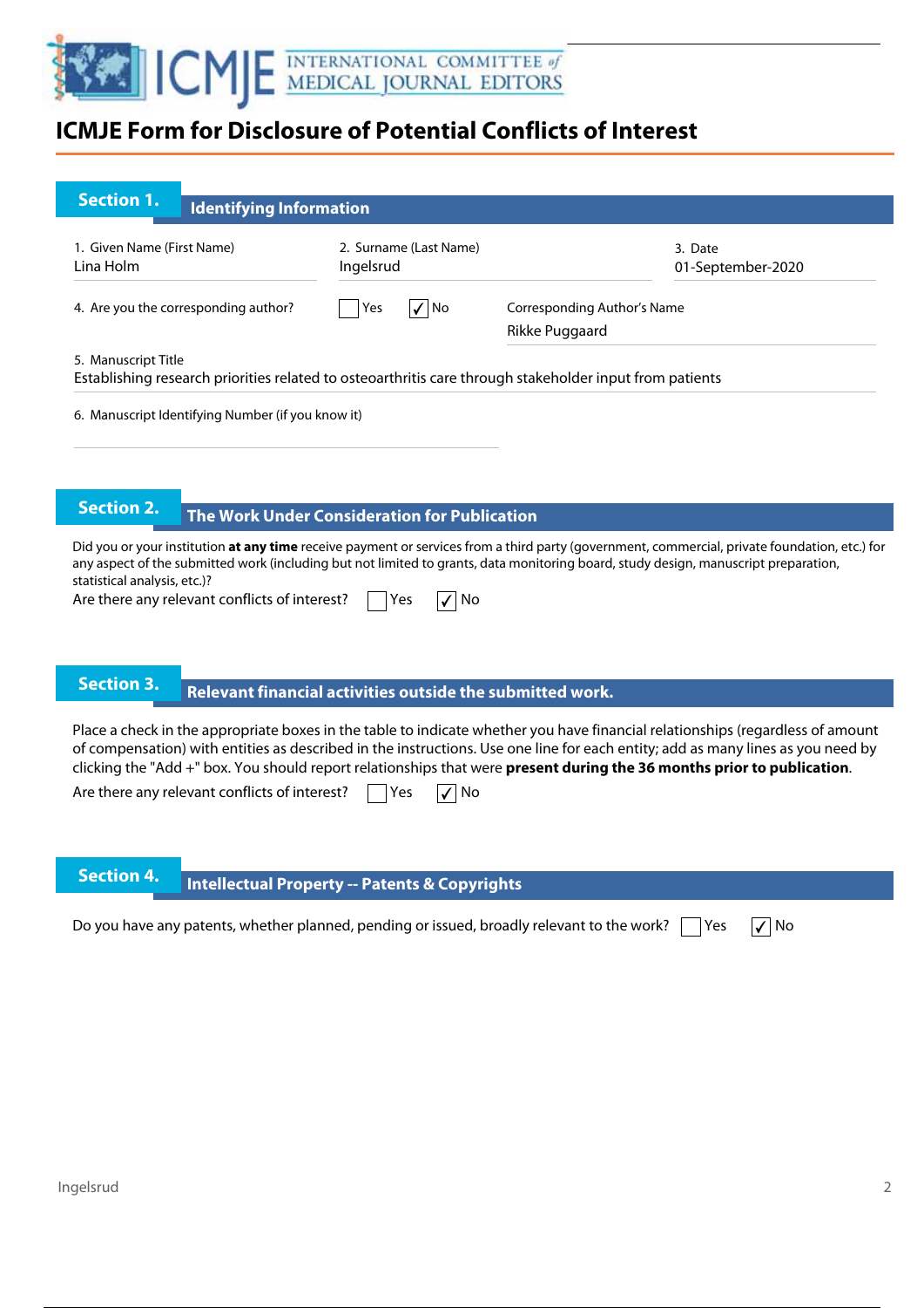# ICMJE Form for Disclosure of Potential Conflicts of Interest

## Section 1. Identifying Information

1. Given Name (First Name)
Lina Holm

2. Surname (Last Name)
Ingelsrud

3. Date
01-September-2020

4. Are you the corresponding author? ☐ Yes ☑ No

Corresponding Author's Name
Rikke Puggaard

5. Manuscript Title
Establishing research priorities related to osteoarthritis care through stakeholder input from patients

6. Manuscript Identifying Number (if you know it)

## Section 2. The Work Under Consideration for Publication

Did you or your institution **at any time** receive payment or services from a third party (government, commercial, private foundation, etc.) for any aspect of the submitted work (including but not limited to grants, data monitoring board, study design, manuscript preparation, statistical analysis, etc.)?

Are there any relevant conflicts of interest? ☐ Yes ☑ No

## Section 3. Relevant financial activities outside the submitted work.

Place a check in the appropriate boxes in the table to indicate whether you have financial relationships (regardless of amount of compensation) with entities as described in the instructions. Use one line for each entity; add as many lines as you need by clicking the "Add +" box. You should report relationships that were **present during the 36 months prior to publication**.

Are there any relevant conflicts of interest? ☐ Yes ☑ No

## Section 4. Intellectual Property -- Patents & Copyrights

Do you have any patents, whether planned, pending or issued, broadly relevant to the work? ☐ Yes ☑ No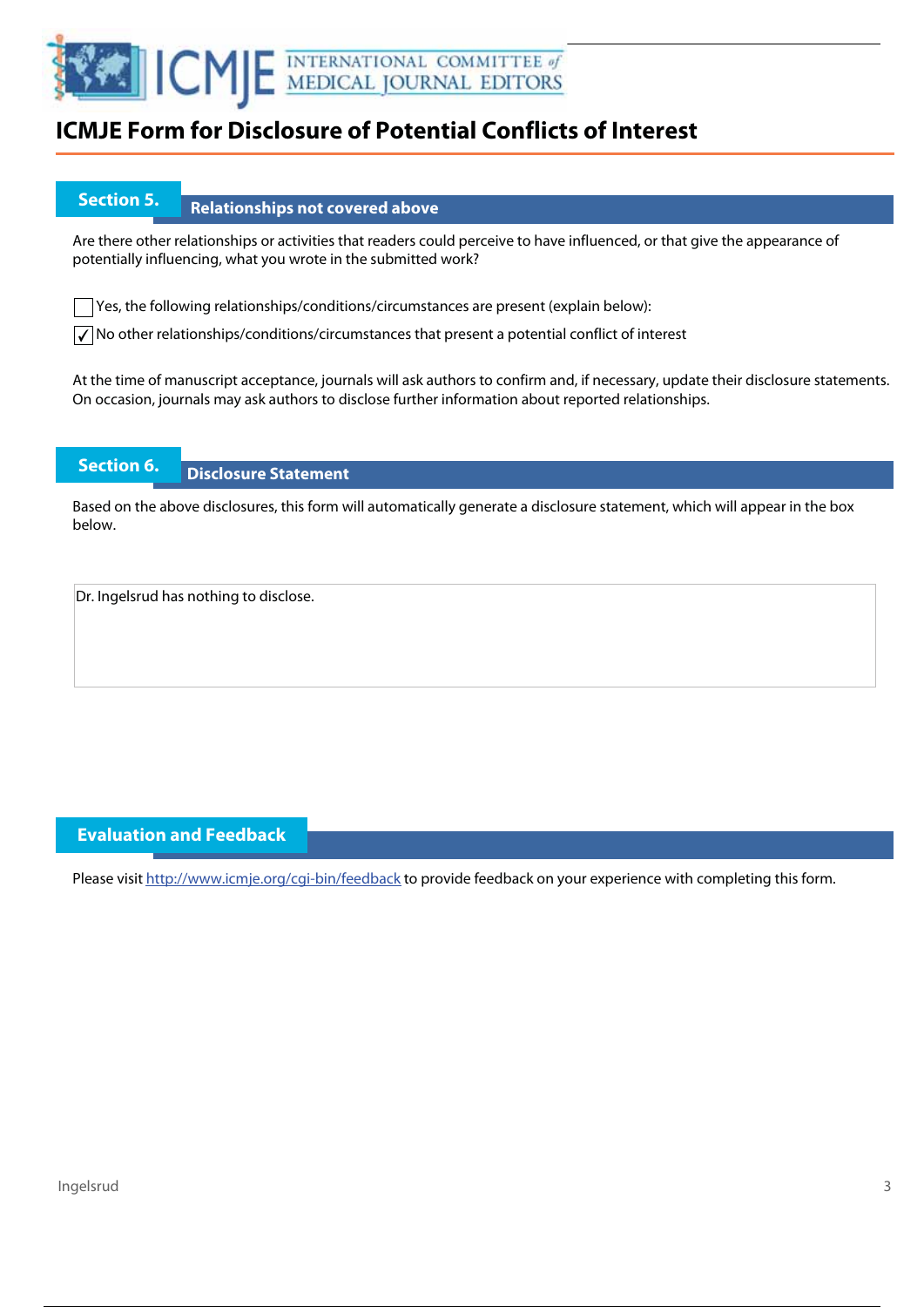# ICMJE Form for Disclosure of Potential Conflicts of Interest

## Section 5. Relationships not covered above

Are there other relationships or activities that readers could perceive to have influenced, or that give the appearance of potentially influencing, what you wrote in the submitted work?

☐ Yes, the following relationships/conditions/circumstances are present (explain below):

☑ No other relationships/conditions/circumstances that present a potential conflict of interest

At the time of manuscript acceptance, journals will ask authors to confirm and, if necessary, update their disclosure statements. On occasion, journals may ask authors to disclose further information about reported relationships.

## Section 6. Disclosure Statement

Based on the above disclosures, this form will automatically generate a disclosure statement, which will appear in the box below.

Dr. Ingelsrud has nothing to disclose.

## Evaluation and Feedback

Please visit http://www.icmje.org/cgi-bin/feedback to provide feedback on your experience with completing this form.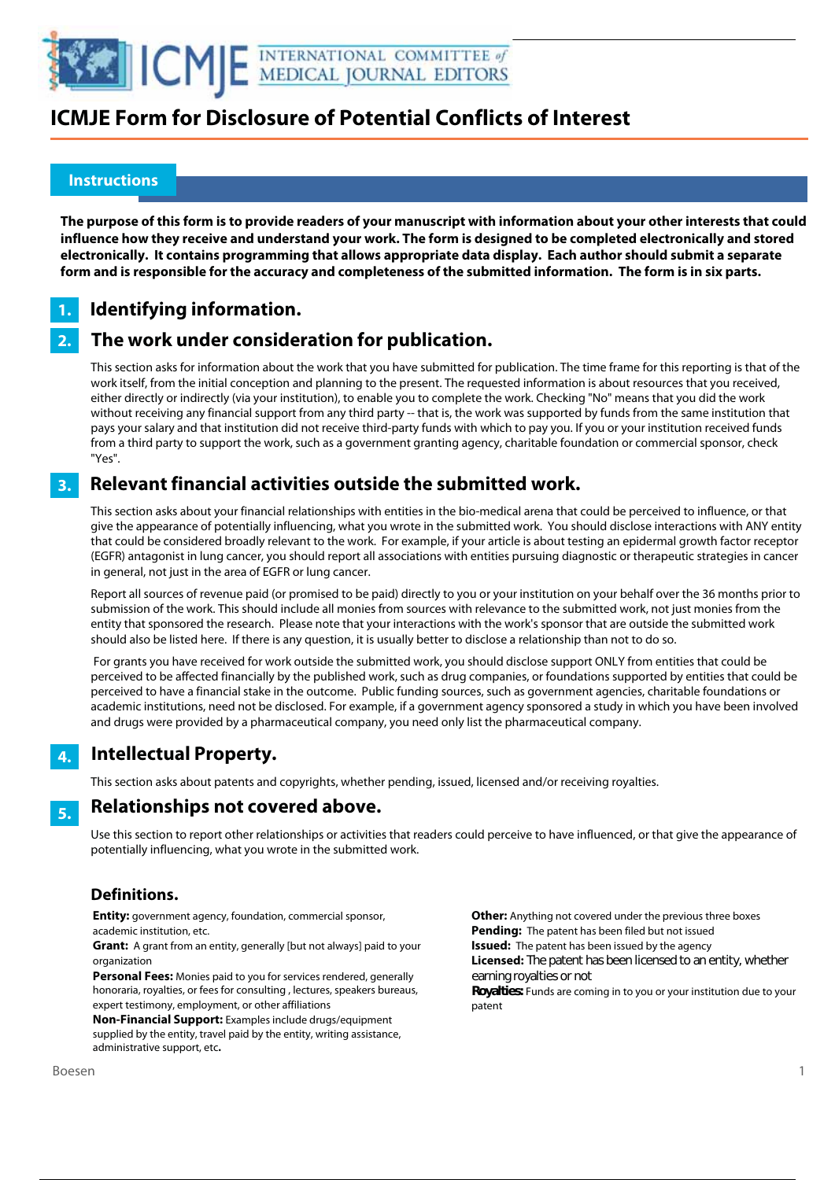# ICMJE Form for Disclosure of Potential Conflicts of Interest

## Instructions

**The purpose of this form is to provide readers of your manuscript with information about your other interests that could influence how they receive and understand your work. The form is designed to be completed electronically and stored electronically. It contains programming that allows appropriate data display. Each author should submit a separate form and is responsible for the accuracy and completeness of the submitted information. The form is in six parts.**

### 1. Identifying information.

### 2. The work under consideration for publication.

This section asks for information about the work that you have submitted for publication. The time frame for this reporting is that of the work itself, from the initial conception and planning to the present. The requested information is about resources that you received, either directly or indirectly (via your institution), to enable you to complete the work. Checking "No" means that you did the work without receiving any financial support from any third party -- that is, the work was supported by funds from the same institution that pays your salary and that institution did not receive third-party funds with which to pay you. If you or your institution received funds from a third party to support the work, such as a government granting agency, charitable foundation or commercial sponsor, check "Yes".

### 3. Relevant financial activities outside the submitted work.

This section asks about your financial relationships with entities in the bio-medical arena that could be perceived to influence, or that give the appearance of potentially influencing, what you wrote in the submitted work. You should disclose interactions with ANY entity that could be considered broadly relevant to the work. For example, if your article is about testing an epidermal growth factor receptor (EGFR) antagonist in lung cancer, you should report all associations with entities pursuing diagnostic or therapeutic strategies in cancer in general, not just in the area of EGFR or lung cancer.

Report all sources of revenue paid (or promised to be paid) directly to you or your institution on your behalf over the 36 months prior to submission of the work. This should include all monies from sources with relevance to the submitted work, not just monies from the entity that sponsored the research. Please note that your interactions with the work's sponsor that are outside the submitted work should also be listed here. If there is any question, it is usually better to disclose a relationship than not to do so.

For grants you have received for work outside the submitted work, you should disclose support ONLY from entities that could be perceived to be affected financially by the published work, such as drug companies, or foundations supported by entities that could be perceived to have a financial stake in the outcome. Public funding sources, such as government agencies, charitable foundations or academic institutions, need not be disclosed. For example, if a government agency sponsored a study in which you have been involved and drugs were provided by a pharmaceutical company, you need only list the pharmaceutical company.

### 4. Intellectual Property.

This section asks about patents and copyrights, whether pending, issued, licensed and/or receiving royalties.

### 5. Relationships not covered above.

Use this section to report other relationships or activities that readers could perceive to have influenced, or that give the appearance of potentially influencing, what you wrote in the submitted work.

### Definitions.

**Entity:** government agency, foundation, commercial sponsor, academic institution, etc.

**Grant:** A grant from an entity, generally [but not always] paid to your organization

**Personal Fees:** Monies paid to you for services rendered, generally honoraria, royalties, or fees for consulting , lectures, speakers bureaus, expert testimony, employment, or other affiliations

**Non-Financial Support:** Examples include drugs/equipment supplied by the entity, travel paid by the entity, writing assistance, administrative support, etc**.**

**Other:** Anything not covered under the previous three boxes

**Pending:** The patent has been filed but not issued

**Issued:** The patent has been issued by the agency

**Licensed:** The patent has been licensed to an entity, whether earning royalties or not

**Royalties:** Funds are coming in to you or your institution due to your patent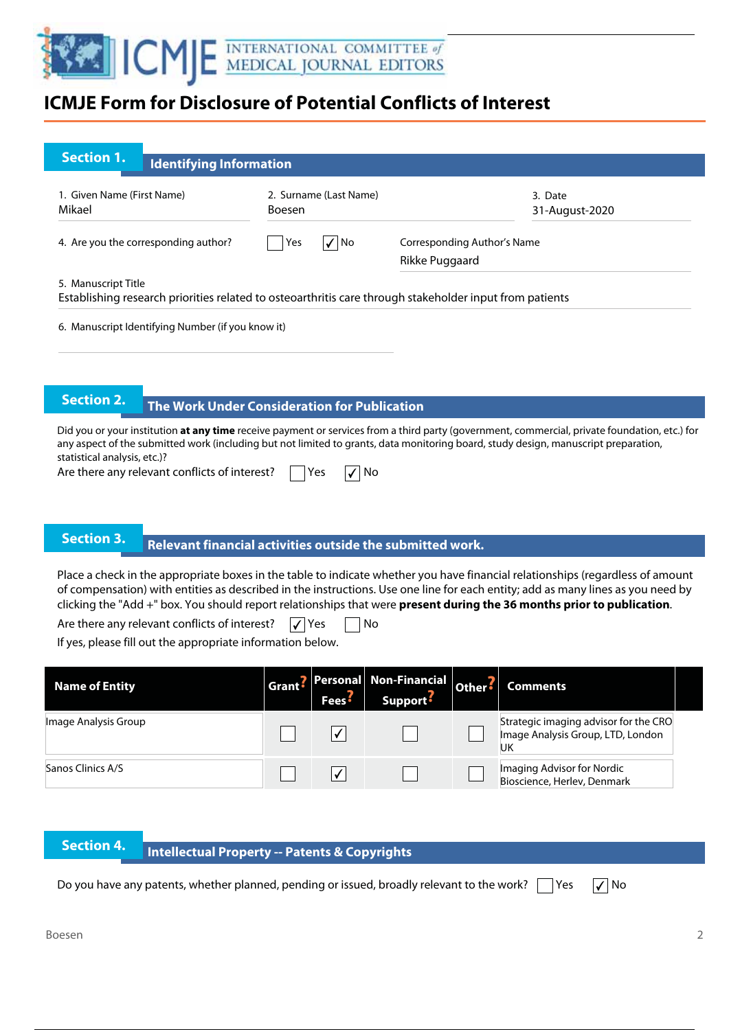# ICMJE Form for Disclosure of Potential Conflicts of Interest

## Section 1. Identifying Information

1. Given Name (First Name): Mikael
2. Surname (Last Name): Boesen
3. Date: 31-August-2020

4. Are you the corresponding author? ☐ Yes ☑ No

Corresponding Author's Name: Rikke Puggaard

5. Manuscript Title
Establishing research priorities related to osteoarthritis care through stakeholder input from patients

6. Manuscript Identifying Number (if you know it)

## Section 2. The Work Under Consideration for Publication

Did you or your institution **at any time** receive payment or services from a third party (government, commercial, private foundation, etc.) for any aspect of the submitted work (including but not limited to grants, data monitoring board, study design, manuscript preparation, statistical analysis, etc.)?

Are there any relevant conflicts of interest? ☐ Yes ☑ No

## Section 3. Relevant financial activities outside the submitted work.

Place a check in the appropriate boxes in the table to indicate whether you have financial relationships (regardless of amount of compensation) with entities as described in the instructions. Use one line for each entity; add as many lines as you need by clicking the "Add +" box. You should report relationships that were **present during the 36 months prior to publication**.

Are there any relevant conflicts of interest? ☑ Yes ☐ No

If yes, please fill out the appropriate information below.

| Name of Entity | Grant? | Personal Fees? | Non-Financial Support? | Other? | Comments |
|---|---|---|---|---|---|
| Image Analysis Group | ☐ | ☑ | ☐ | ☐ | Strategic imaging advisor for the CRO Image Analysis Group, LTD, London UK |
| Sanos Clinics A/S | ☐ | ☑ | ☐ | ☐ | Imaging Advisor for Nordic Bioscience, Herlev, Denmark |

## Section 4. Intellectual Property -- Patents & Copyrights

Do you have any patents, whether planned, pending or issued, broadly relevant to the work? ☐ Yes ☑ No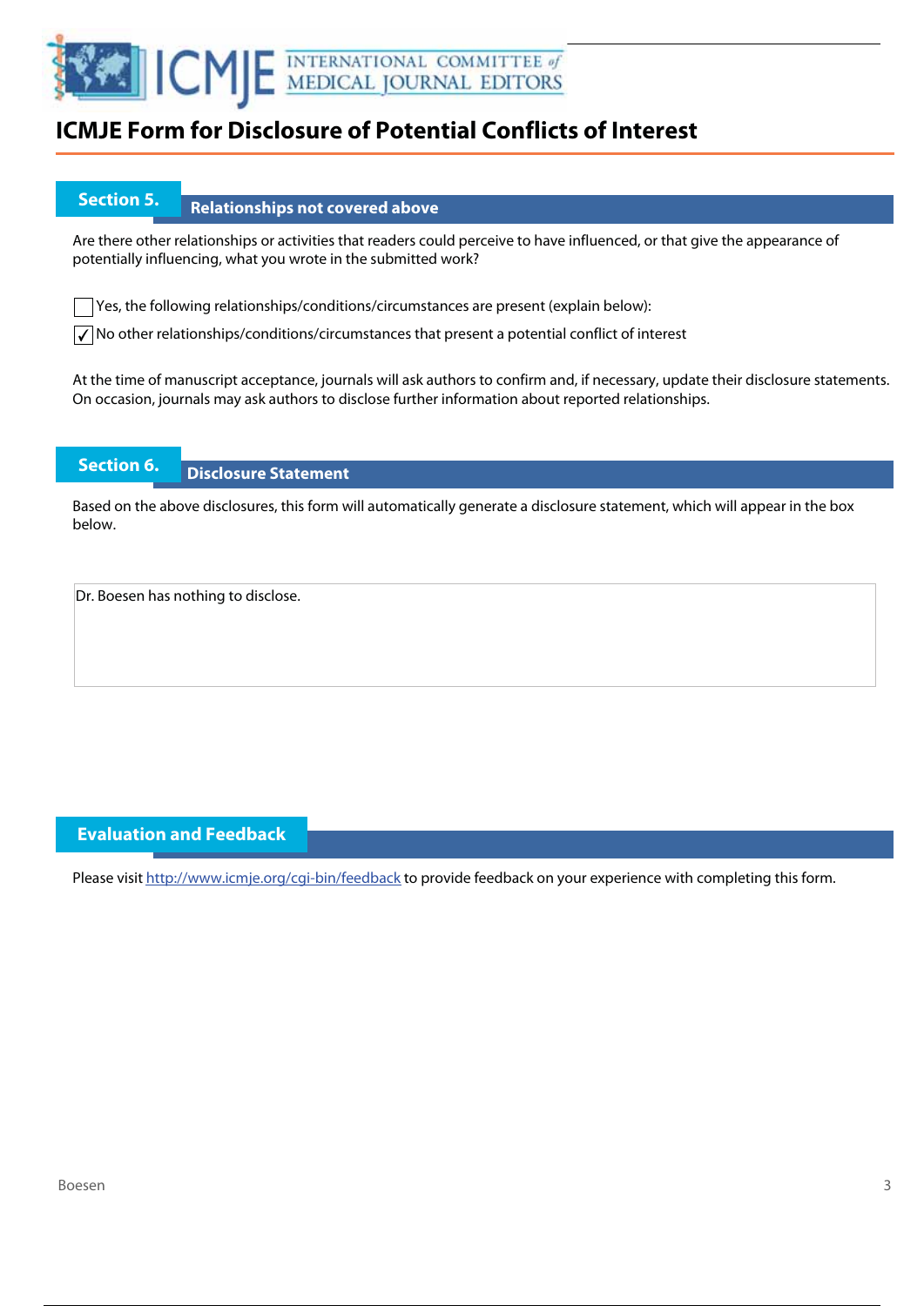# ICMJE Form for Disclosure of Potential Conflicts of Interest

## Section 5. Relationships not covered above

Are there other relationships or activities that readers could perceive to have influenced, or that give the appearance of potentially influencing, what you wrote in the submitted work?

☐ Yes, the following relationships/conditions/circumstances are present (explain below):

☑ No other relationships/conditions/circumstances that present a potential conflict of interest

At the time of manuscript acceptance, journals will ask authors to confirm and, if necessary, update their disclosure statements. On occasion, journals may ask authors to disclose further information about reported relationships.

## Section 6. Disclosure Statement

Based on the above disclosures, this form will automatically generate a disclosure statement, which will appear in the box below.

Dr. Boesen has nothing to disclose.

## Evaluation and Feedback

Please visit http://www.icmje.org/cgi-bin/feedback to provide feedback on your experience with completing this form.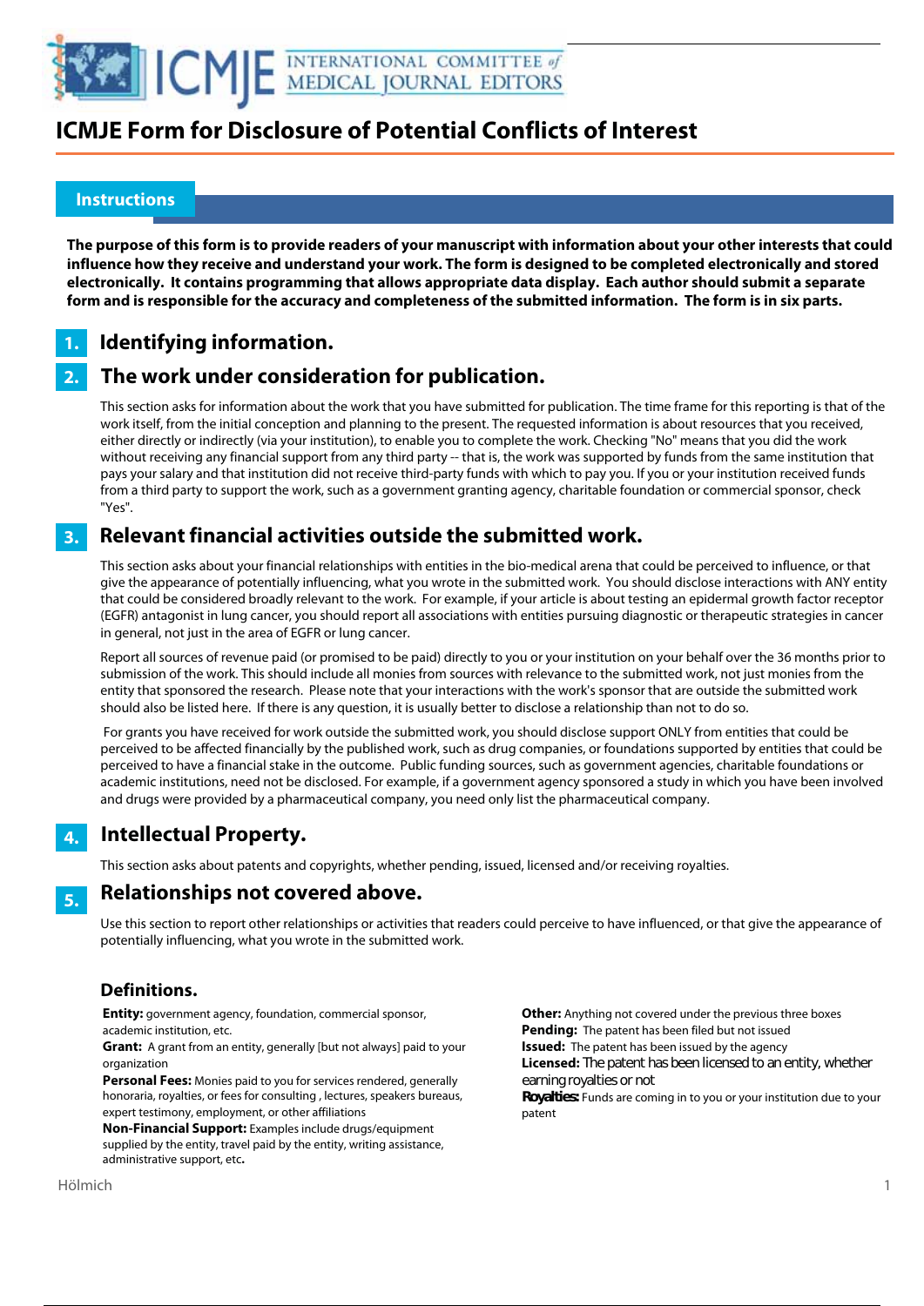# ICMJE Form for Disclosure of Potential Conflicts of Interest

## Instructions

**The purpose of this form is to provide readers of your manuscript with information about your other interests that could influence how they receive and understand your work. The form is designed to be completed electronically and stored electronically. It contains programming that allows appropriate data display. Each author should submit a separate form and is responsible for the accuracy and completeness of the submitted information. The form is in six parts.**

## 1. Identifying information.

## 2. The work under consideration for publication.

This section asks for information about the work that you have submitted for publication. The time frame for this reporting is that of the work itself, from the initial conception and planning to the present. The requested information is about resources that you received, either directly or indirectly (via your institution), to enable you to complete the work. Checking "No" means that you did the work without receiving any financial support from any third party -- that is, the work was supported by funds from the same institution that pays your salary and that institution did not receive third-party funds with which to pay you. If you or your institution received funds from a third party to support the work, such as a government granting agency, charitable foundation or commercial sponsor, check "Yes".

## 3. Relevant financial activities outside the submitted work.

This section asks about your financial relationships with entities in the bio-medical arena that could be perceived to influence, or that give the appearance of potentially influencing, what you wrote in the submitted work. You should disclose interactions with ANY entity that could be considered broadly relevant to the work. For example, if your article is about testing an epidermal growth factor receptor (EGFR) antagonist in lung cancer, you should report all associations with entities pursuing diagnostic or therapeutic strategies in cancer in general, not just in the area of EGFR or lung cancer.

Report all sources of revenue paid (or promised to be paid) directly to you or your institution on your behalf over the 36 months prior to submission of the work. This should include all monies from sources with relevance to the submitted work, not just monies from the entity that sponsored the research. Please note that your interactions with the work's sponsor that are outside the submitted work should also be listed here. If there is any question, it is usually better to disclose a relationship than not to do so.

For grants you have received for work outside the submitted work, you should disclose support ONLY from entities that could be perceived to be affected financially by the published work, such as drug companies, or foundations supported by entities that could be perceived to have a financial stake in the outcome. Public funding sources, such as government agencies, charitable foundations or academic institutions, need not be disclosed. For example, if a government agency sponsored a study in which you have been involved and drugs were provided by a pharmaceutical company, you need only list the pharmaceutical company.

## 4. Intellectual Property.

This section asks about patents and copyrights, whether pending, issued, licensed and/or receiving royalties.

## 5. Relationships not covered above.

Use this section to report other relationships or activities that readers could perceive to have influenced, or that give the appearance of potentially influencing, what you wrote in the submitted work.

### Definitions.

**Entity:** government agency, foundation, commercial sponsor, academic institution, etc.

**Grant:** A grant from an entity, generally [but not always] paid to your organization

**Personal Fees:** Monies paid to you for services rendered, generally honoraria, royalties, or fees for consulting , lectures, speakers bureaus, expert testimony, employment, or other affiliations

**Non-Financial Support:** Examples include drugs/equipment supplied by the entity, travel paid by the entity, writing assistance, administrative support, etc**.**

**Other:** Anything not covered under the previous three boxes

**Pending:** The patent has been filed but not issued

**Issued:** The patent has been issued by the agency

**Licensed:** The patent has been licensed to an entity, whether earning royalties or not

**Royalties:** Funds are coming in to you or your institution due to your patent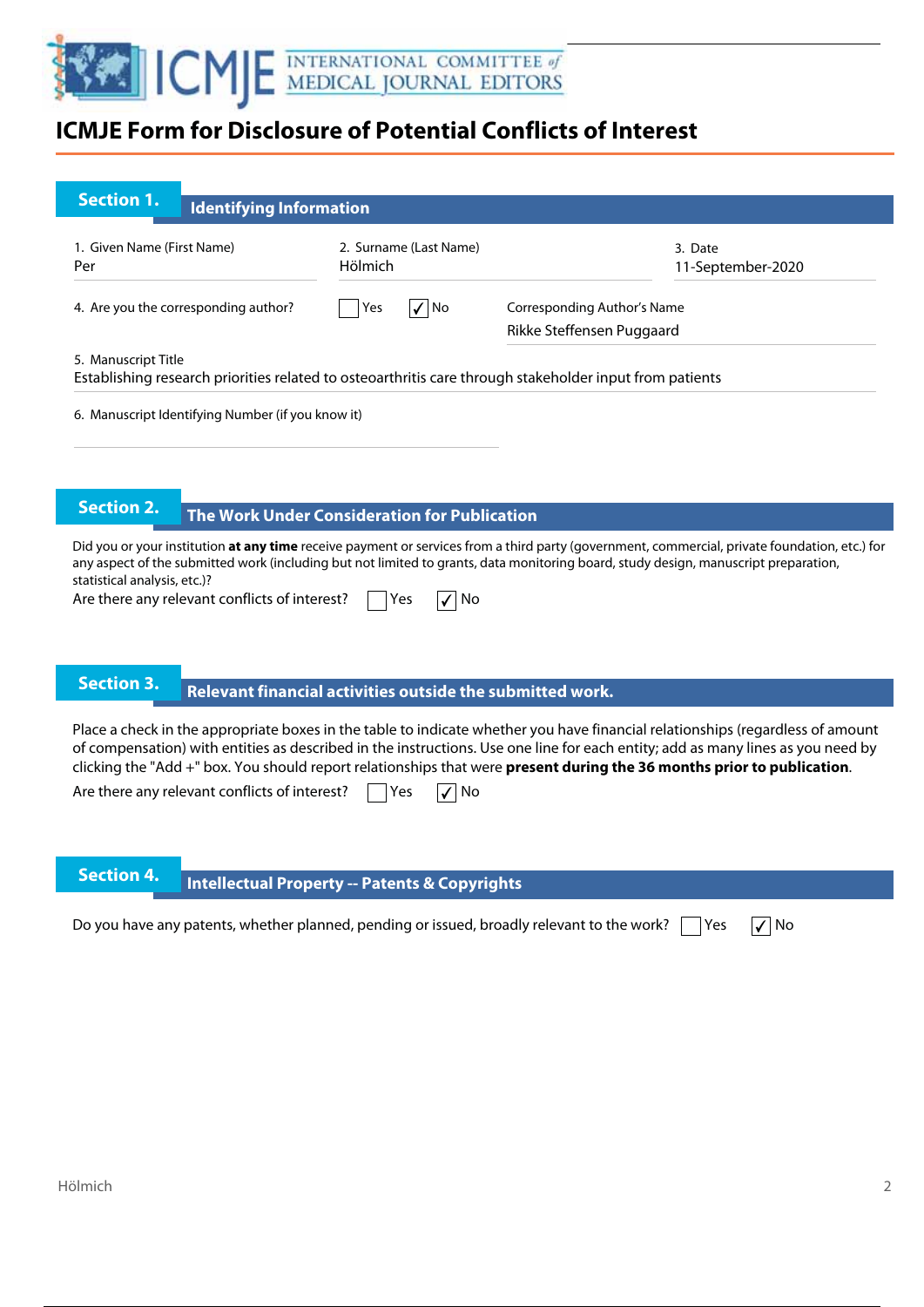# ICMJE Form for Disclosure of Potential Conflicts of Interest

## Section 1. Identifying Information

1. Given Name (First Name): Per
2. Surname (Last Name): Hölmich
3. Date: 11-September-2020

4. Are you the corresponding author? ☐ Yes ☑ No

Corresponding Author's Name: Rikke Steffensen Puggaard

5. Manuscript Title: Establishing research priorities related to osteoarthritis care through stakeholder input from patients

6. Manuscript Identifying Number (if you know it):

## Section 2. The Work Under Consideration for Publication

Did you or your institution **at any time** receive payment or services from a third party (government, commercial, private foundation, etc.) for any aspect of the submitted work (including but not limited to grants, data monitoring board, study design, manuscript preparation, statistical analysis, etc.)?

Are there any relevant conflicts of interest? ☐ Yes ☑ No

## Section 3. Relevant financial activities outside the submitted work.

Place a check in the appropriate boxes in the table to indicate whether you have financial relationships (regardless of amount of compensation) with entities as described in the instructions. Use one line for each entity; add as many lines as you need by clicking the "Add +" box. You should report relationships that were **present during the 36 months prior to publication**.

Are there any relevant conflicts of interest? ☐ Yes ☑ No

## Section 4. Intellectual Property -- Patents & Copyrights

Do you have any patents, whether planned, pending or issued, broadly relevant to the work? ☐ Yes ☑ No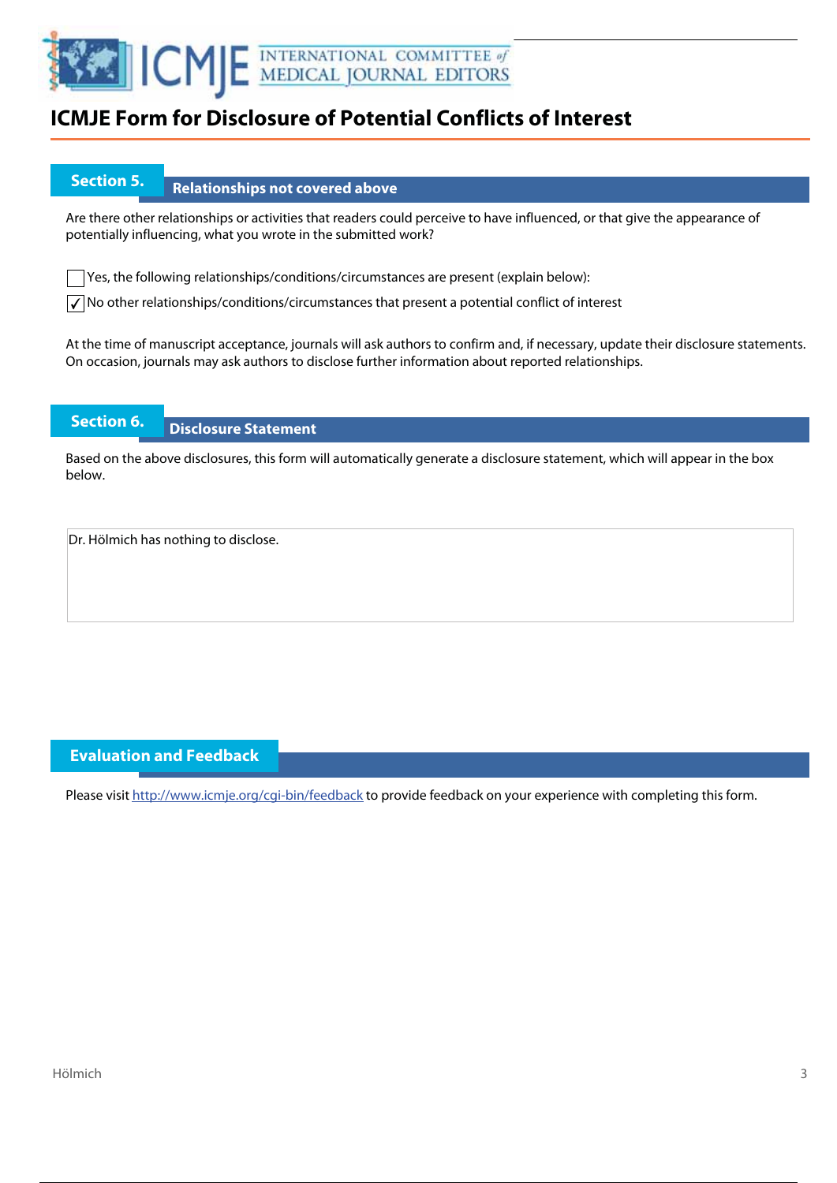# ICMJE Form for Disclosure of Potential Conflicts of Interest

## Section 5. Relationships not covered above

Are there other relationships or activities that readers could perceive to have influenced, or that give the appearance of potentially influencing, what you wrote in the submitted work?

- [ ] Yes, the following relationships/conditions/circumstances are present (explain below):
- [x] No other relationships/conditions/circumstances that present a potential conflict of interest

At the time of manuscript acceptance, journals will ask authors to confirm and, if necessary, update their disclosure statements. On occasion, journals may ask authors to disclose further information about reported relationships.

## Section 6. Disclosure Statement

Based on the above disclosures, this form will automatically generate a disclosure statement, which will appear in the box below.

Dr. Hölmich has nothing to disclose.

## Evaluation and Feedback

Please visit http://www.icmje.org/cgi-bin/feedback to provide feedback on your experience with completing this form.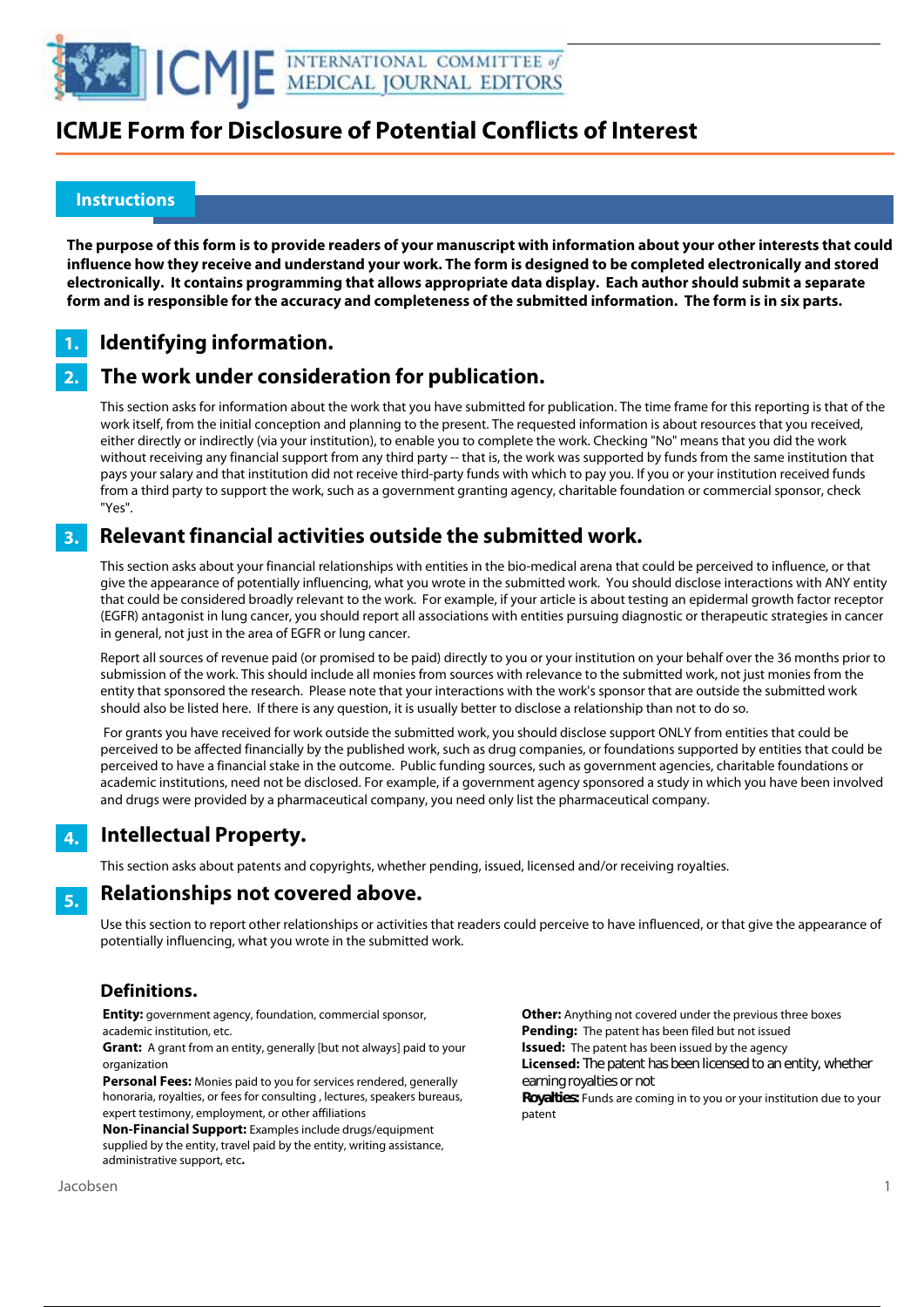# ICMJE Form for Disclosure of Potential Conflicts of Interest

## Instructions

**The purpose of this form is to provide readers of your manuscript with information about your other interests that could influence how they receive and understand your work. The form is designed to be completed electronically and stored electronically. It contains programming that allows appropriate data display. Each author should submit a separate form and is responsible for the accuracy and completeness of the submitted information. The form is in six parts.**

## 1. Identifying information.

## 2. The work under consideration for publication.

This section asks for information about the work that you have submitted for publication. The time frame for this reporting is that of the work itself, from the initial conception and planning to the present. The requested information is about resources that you received, either directly or indirectly (via your institution), to enable you to complete the work. Checking "No" means that you did the work without receiving any financial support from any third party -- that is, the work was supported by funds from the same institution that pays your salary and that institution did not receive third-party funds with which to pay you. If you or your institution received funds from a third party to support the work, such as a government granting agency, charitable foundation or commercial sponsor, check "Yes".

## 3. Relevant financial activities outside the submitted work.

This section asks about your financial relationships with entities in the bio-medical arena that could be perceived to influence, or that give the appearance of potentially influencing, what you wrote in the submitted work. You should disclose interactions with ANY entity that could be considered broadly relevant to the work. For example, if your article is about testing an epidermal growth factor receptor (EGFR) antagonist in lung cancer, you should report all associations with entities pursuing diagnostic or therapeutic strategies in cancer in general, not just in the area of EGFR or lung cancer.

Report all sources of revenue paid (or promised to be paid) directly to you or your institution on your behalf over the 36 months prior to submission of the work. This should include all monies from sources with relevance to the submitted work, not just monies from the entity that sponsored the research. Please note that your interactions with the work's sponsor that are outside the submitted work should also be listed here. If there is any question, it is usually better to disclose a relationship than not to do so.

For grants you have received for work outside the submitted work, you should disclose support ONLY from entities that could be perceived to be affected financially by the published work, such as drug companies, or foundations supported by entities that could be perceived to have a financial stake in the outcome. Public funding sources, such as government agencies, charitable foundations or academic institutions, need not be disclosed. For example, if a government agency sponsored a study in which you have been involved and drugs were provided by a pharmaceutical company, you need only list the pharmaceutical company.

## 4. Intellectual Property.

This section asks about patents and copyrights, whether pending, issued, licensed and/or receiving royalties.

## 5. Relationships not covered above.

Use this section to report other relationships or activities that readers could perceive to have influenced, or that give the appearance of potentially influencing, what you wrote in the submitted work.

### Definitions.

**Entity:** government agency, foundation, commercial sponsor, academic institution, etc.

**Grant:** A grant from an entity, generally [but not always] paid to your organization

**Personal Fees:** Monies paid to you for services rendered, generally honoraria, royalties, or fees for consulting , lectures, speakers bureaus, expert testimony, employment, or other affiliations

**Non-Financial Support:** Examples include drugs/equipment supplied by the entity, travel paid by the entity, writing assistance, administrative support, etc**.**

**Other:** Anything not covered under the previous three boxes

**Pending:** The patent has been filed but not issued

**Issued:** The patent has been issued by the agency

**Licensed:** The patent has been licensed to an entity, whether earning royalties or not

**Royalties:** Funds are coming in to you or your institution due to your patent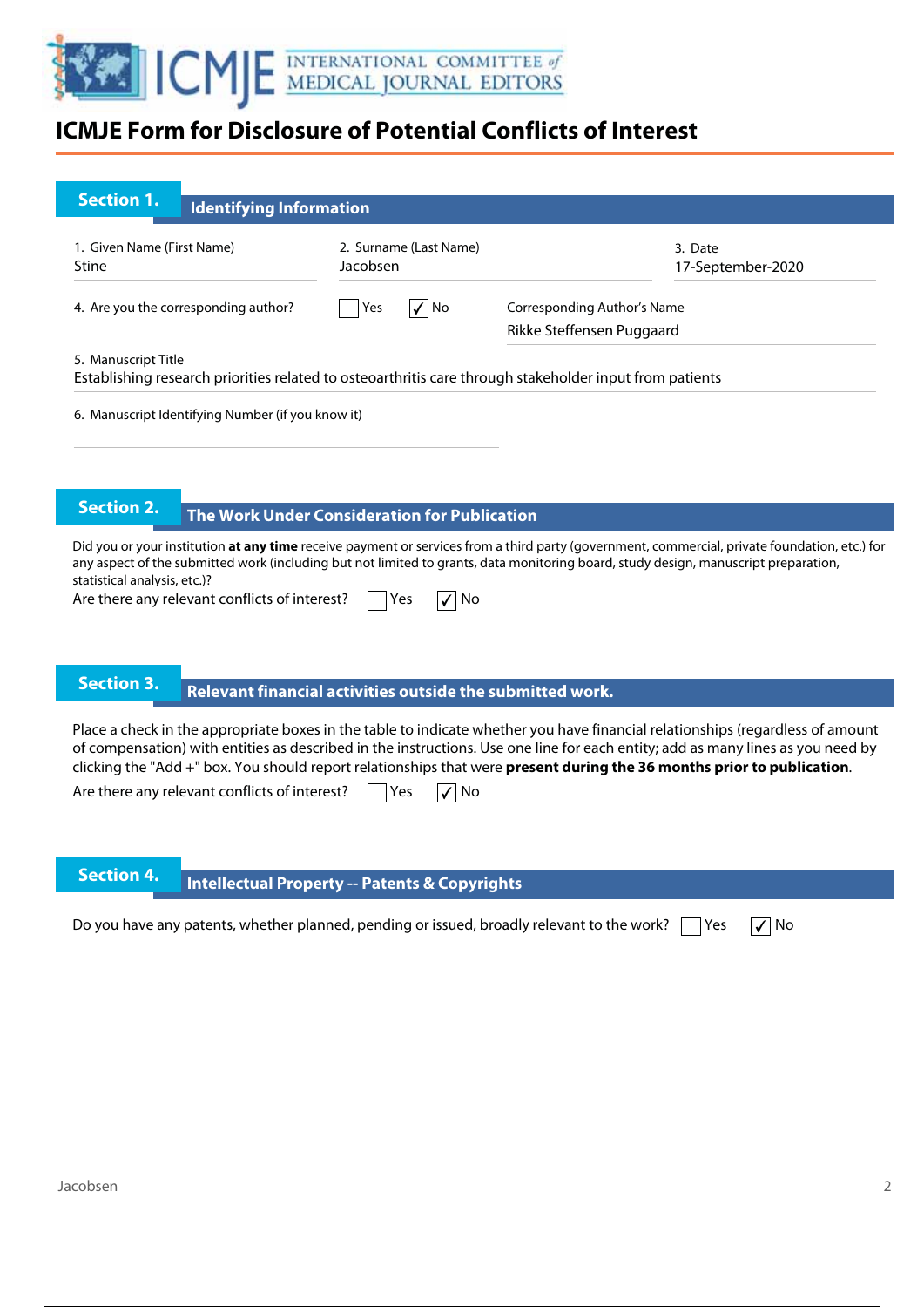# ICMJE Form for Disclosure of Potential Conflicts of Interest

## Section 1. Identifying Information

1. Given Name (First Name)
Stine

2. Surname (Last Name)
Jacobsen

3. Date
17-September-2020

4. Are you the corresponding author? ☐ Yes ☑ No

Corresponding Author's Name
Rikke Steffensen Puggaard

5. Manuscript Title
Establishing research priorities related to osteoarthritis care through stakeholder input from patients

6. Manuscript Identifying Number (if you know it)

## Section 2. The Work Under Consideration for Publication

Did you or your institution **at any time** receive payment or services from a third party (government, commercial, private foundation, etc.) for any aspect of the submitted work (including but not limited to grants, data monitoring board, study design, manuscript preparation, statistical analysis, etc.)?

Are there any relevant conflicts of interest? ☐ Yes ☑ No

## Section 3. Relevant financial activities outside the submitted work.

Place a check in the appropriate boxes in the table to indicate whether you have financial relationships (regardless of amount of compensation) with entities as described in the instructions. Use one line for each entity; add as many lines as you need by clicking the "Add +" box. You should report relationships that were **present during the 36 months prior to publication**.

Are there any relevant conflicts of interest? ☐ Yes ☑ No

## Section 4. Intellectual Property -- Patents & Copyrights

Do you have any patents, whether planned, pending or issued, broadly relevant to the work? ☐ Yes ☑ No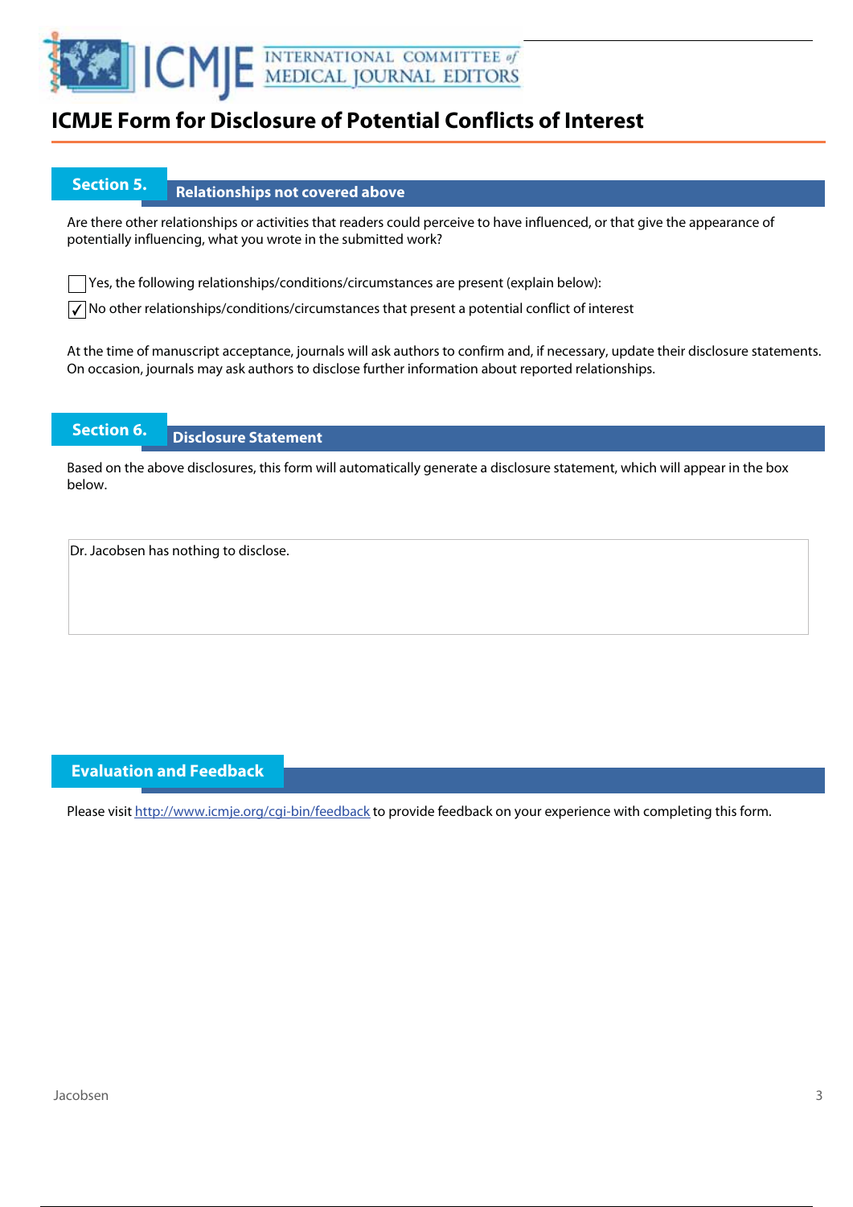# ICMJE Form for Disclosure of Potential Conflicts of Interest

## Section 5. Relationships not covered above

Are there other relationships or activities that readers could perceive to have influenced, or that give the appearance of potentially influencing, what you wrote in the submitted work?

☐ Yes, the following relationships/conditions/circumstances are present (explain below):

☑ No other relationships/conditions/circumstances that present a potential conflict of interest

At the time of manuscript acceptance, journals will ask authors to confirm and, if necessary, update their disclosure statements. On occasion, journals may ask authors to disclose further information about reported relationships.

## Section 6. Disclosure Statement

Based on the above disclosures, this form will automatically generate a disclosure statement, which will appear in the box below.

Dr. Jacobsen has nothing to disclose.

## Evaluation and Feedback

Please visit http://www.icmje.org/cgi-bin/feedback to provide feedback on your experience with completing this form.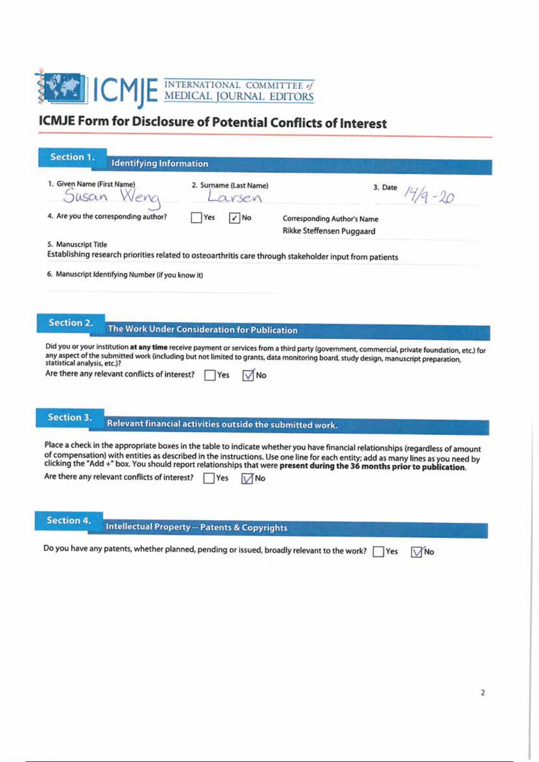# ICMJE INTERNATIONAL COMMITTEE of MEDICAL JOURNAL EDITORS

## ICMJE Form for Disclosure of Potential Conflicts of Interest

### Section 1. Identifying Information

1. Given Name (First Name): Susan Weng
2. Surname (Last Name): Larsen
3. Date: 14/9-20

4. Are you the corresponding author? ☐ Yes ☑ No

Corresponding Author's Name: Rikke Steffensen Puggaard

5. Manuscript Title
Establishing research priorities related to osteoarthritis care through stakeholder input from patients

6. Manuscript Identifying Number (if you know it)

### Section 2. The Work Under Consideration for Publication

Did you or your institution **at any time** receive payment or services from a third party (government, commercial, private foundation, etc.) for any aspect of the submitted work (including but not limited to grants, data monitoring board, study design, manuscript preparation, statistical analysis, etc.)?

Are there any relevant conflicts of interest? ☐ Yes ☑ No

### Section 3. Relevant financial activities outside the submitted work.

Place a check in the appropriate boxes in the table to indicate whether you have financial relationships (regardless of amount of compensation) with entities as described in the instructions. Use one line for each entity; add as many lines as you need by clicking the "Add +" box. You should report relationships that were **present during the 36 months prior to publication**.

Are there any relevant conflicts of interest? ☐ Yes ☑ No

### Section 4. Intellectual Property -- Patents & Copyrights

Do you have any patents, whether planned, pending or issued, broadly relevant to the work? ☐ Yes ☑ No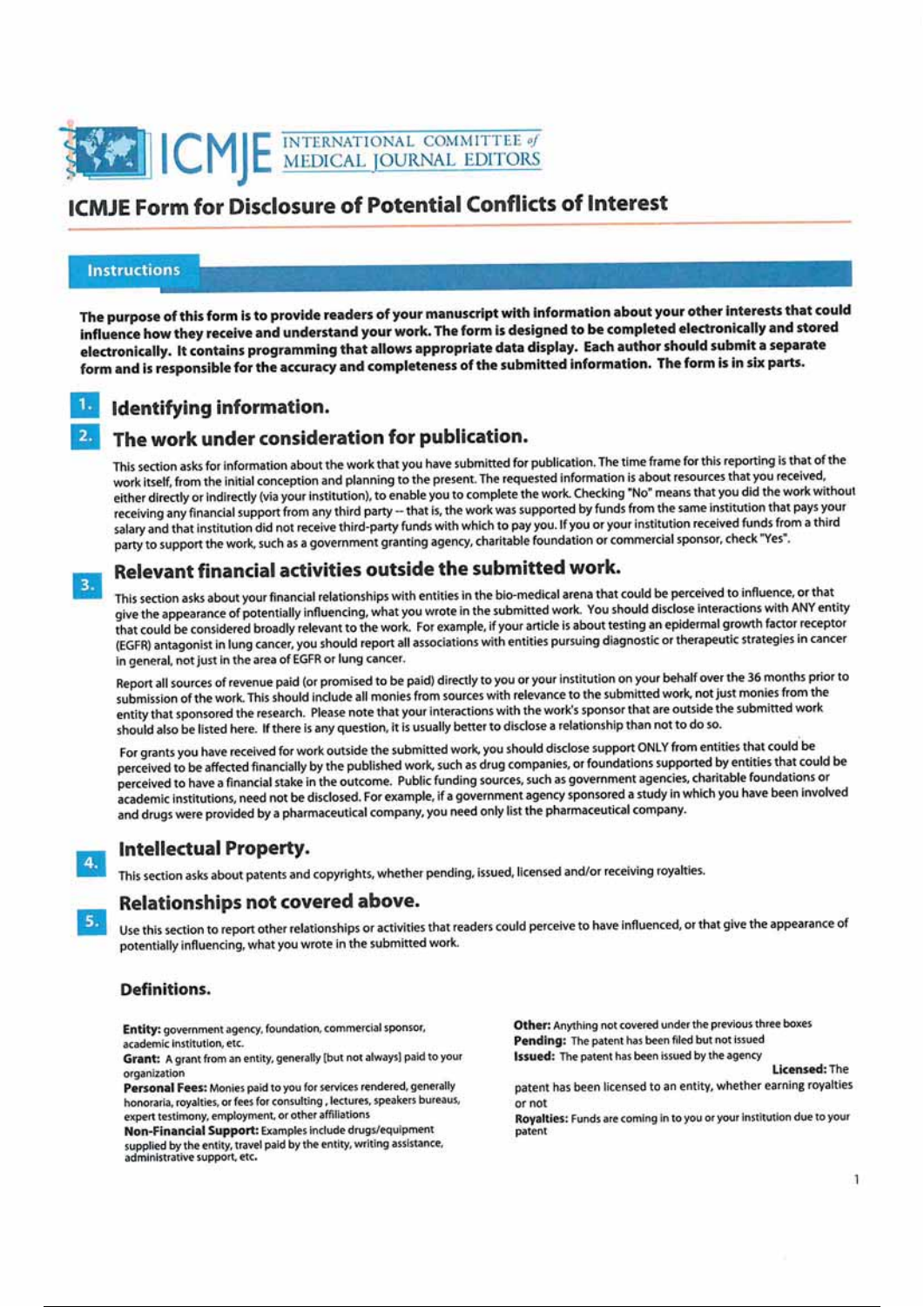ICMJE INTERNATIONAL COMMITTEE of MEDICAL JOURNAL EDITORS

# ICMJE Form for Disclosure of Potential Conflicts of Interest

## Instructions

**The purpose of this form is to provide readers of your manuscript with information about your other interests that could influence how they receive and understand your work. The form is designed to be completed electronically and stored electronically. It contains programming that allows appropriate data display. Each author should submit a separate form and is responsible for the accuracy and completeness of the submitted information. The form is in six parts.**

### 1. Identifying information.

### 2. The work under consideration for publication.

This section asks for information about the work that you have submitted for publication. The time frame for this reporting is that of the work itself, from the initial conception and planning to the present. The requested information is about resources that you received, either directly or indirectly (via your institution), to enable you to complete the work. Checking "No" means that you did the work without receiving any financial support from any third party -- that is, the work was supported by funds from the same institution that pays your salary and that institution did not receive third-party funds with which to pay you. If you or your institution received funds from a third party to support the work, such as a government granting agency, charitable foundation or commercial sponsor, check "Yes".

### 3. Relevant financial activities outside the submitted work.

This section asks about your financial relationships with entities in the bio-medical arena that could be perceived to influence, or that give the appearance of potentially influencing, what you wrote in the submitted work. You should disclose interactions with ANY entity that could be considered broadly relevant to the work. For example, if your article is about testing an epidermal growth factor receptor (EGFR) antagonist in lung cancer, you should report all associations with entities pursuing diagnostic or therapeutic strategies in cancer in general, not just in the area of EGFR or lung cancer.

Report all sources of revenue paid (or promised to be paid) directly to you or your institution on your behalf over the 36 months prior to submission of the work. This should include all monies from sources with relevance to the submitted work, not just monies from the entity that sponsored the research. Please note that your interactions with the work's sponsor that are outside the submitted work should also be listed here. If there is any question, it is usually better to disclose a relationship than not to do so.

For grants you have received for work outside the submitted work, you should disclose support ONLY from entities that could be perceived to be affected financially by the published work, such as drug companies, or foundations supported by entities that could be perceived to have a financial stake in the outcome. Public funding sources, such as government agencies, charitable foundations or academic institutions, need not be disclosed. For example, if a government agency sponsored a study in which you have been involved and drugs were provided by a pharmaceutical company, you need only list the pharmaceutical company.

### 4. Intellectual Property.

This section asks about patents and copyrights, whether pending, issued, licensed and/or receiving royalties.

### 5. Relationships not covered above.

Use this section to report other relationships or activities that readers could perceive to have influenced, or that give the appearance of potentially influencing, what you wrote in the submitted work.

### Definitions.

**Entity:** government agency, foundation, commercial sponsor, academic institution, etc.

**Grant:** A grant from an entity, generally [but not always] paid to your organization

**Personal Fees:** Monies paid to you for services rendered, generally honoraria, royalties, or fees for consulting, lectures, speakers bureaus, expert testimony, employment, or other affiliations

**Non-Financial Support:** Examples include drugs/equipment supplied by the entity, travel paid by the entity, writing assistance, administrative support, etc.

**Other:** Anything not covered under the previous three boxes

**Pending:** The patent has been filed but not issued

**Issued:** The patent has been issued by the agency

**Licensed:** The patent has been licensed to an entity, whether earning royalties or not

**Royalties:** Funds are coming in to you or your institution due to your patent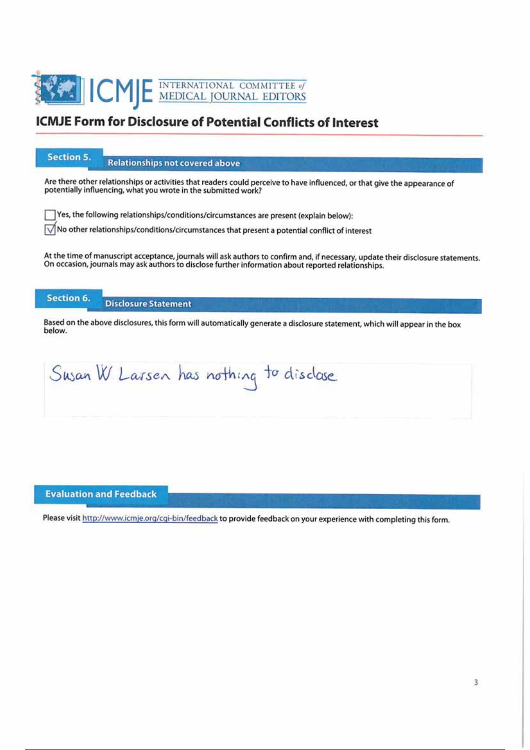# ICMJE Form for Disclosure of Potential Conflicts of Interest

## Section 5. Relationships not covered above

Are there other relationships or activities that readers could perceive to have influenced, or that give the appearance of potentially influencing, what you wrote in the submitted work?

- [ ] Yes, the following relationships/conditions/circumstances are present (explain below):
- [x] No other relationships/conditions/circumstances that present a potential conflict of interest

At the time of manuscript acceptance, journals will ask authors to confirm and, if necessary, update their disclosure statements. On occasion, journals may ask authors to disclose further information about reported relationships.

## Section 6. Disclosure Statement

Based on the above disclosures, this form will automatically generate a disclosure statement, which will appear in the box below.

Susan W Larsen has nothing to disclose

## Evaluation and Feedback

Please visit http://www.icmje.org/cgi-bin/feedback to provide feedback on your experience with completing this form.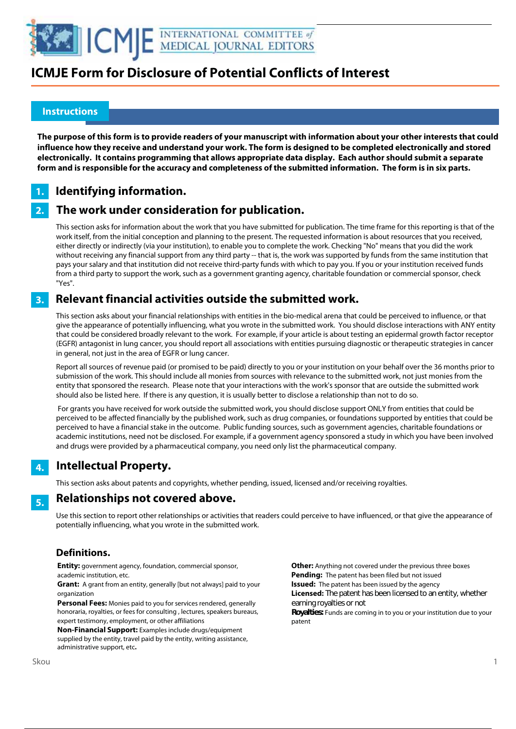# ICMJE Form for Disclosure of Potential Conflicts of Interest

## Instructions

**The purpose of this form is to provide readers of your manuscript with information about your other interests that could influence how they receive and understand your work. The form is designed to be completed electronically and stored electronically. It contains programming that allows appropriate data display. Each author should submit a separate form and is responsible for the accuracy and completeness of the submitted information. The form is in six parts.**

## 1. Identifying information.

## 2. The work under consideration for publication.

This section asks for information about the work that you have submitted for publication. The time frame for this reporting is that of the work itself, from the initial conception and planning to the present. The requested information is about resources that you received, either directly or indirectly (via your institution), to enable you to complete the work. Checking "No" means that you did the work without receiving any financial support from any third party -- that is, the work was supported by funds from the same institution that pays your salary and that institution did not receive third-party funds with which to pay you. If you or your institution received funds from a third party to support the work, such as a government granting agency, charitable foundation or commercial sponsor, check "Yes".

## 3. Relevant financial activities outside the submitted work.

This section asks about your financial relationships with entities in the bio-medical arena that could be perceived to influence, or that give the appearance of potentially influencing, what you wrote in the submitted work. You should disclose interactions with ANY entity that could be considered broadly relevant to the work. For example, if your article is about testing an epidermal growth factor receptor (EGFR) antagonist in lung cancer, you should report all associations with entities pursuing diagnostic or therapeutic strategies in cancer in general, not just in the area of EGFR or lung cancer.

Report all sources of revenue paid (or promised to be paid) directly to you or your institution on your behalf over the 36 months prior to submission of the work. This should include all monies from sources with relevance to the submitted work, not just monies from the entity that sponsored the research. Please note that your interactions with the work's sponsor that are outside the submitted work should also be listed here. If there is any question, it is usually better to disclose a relationship than not to do so.

For grants you have received for work outside the submitted work, you should disclose support ONLY from entities that could be perceived to be affected financially by the published work, such as drug companies, or foundations supported by entities that could be perceived to have a financial stake in the outcome. Public funding sources, such as government agencies, charitable foundations or academic institutions, need not be disclosed. For example, if a government agency sponsored a study in which you have been involved and drugs were provided by a pharmaceutical company, you need only list the pharmaceutical company.

## 4. Intellectual Property.

This section asks about patents and copyrights, whether pending, issued, licensed and/or receiving royalties.

## 5. Relationships not covered above.

Use this section to report other relationships or activities that readers could perceive to have influenced, or that give the appearance of potentially influencing, what you wrote in the submitted work.

### Definitions.

**Entity:** government agency, foundation, commercial sponsor, academic institution, etc.

**Grant:** A grant from an entity, generally [but not always] paid to your organization

**Personal Fees:** Monies paid to you for services rendered, generally honoraria, royalties, or fees for consulting , lectures, speakers bureaus, expert testimony, employment, or other affiliations

**Non-Financial Support:** Examples include drugs/equipment supplied by the entity, travel paid by the entity, writing assistance, administrative support, etc**.**

**Other:** Anything not covered under the previous three boxes

**Pending:** The patent has been filed but not issued

**Issued:** The patent has been issued by the agency

**Licensed:** The patent has been licensed to an entity, whether earning royalties or not

**Royalties:** Funds are coming in to you or your institution due to your patent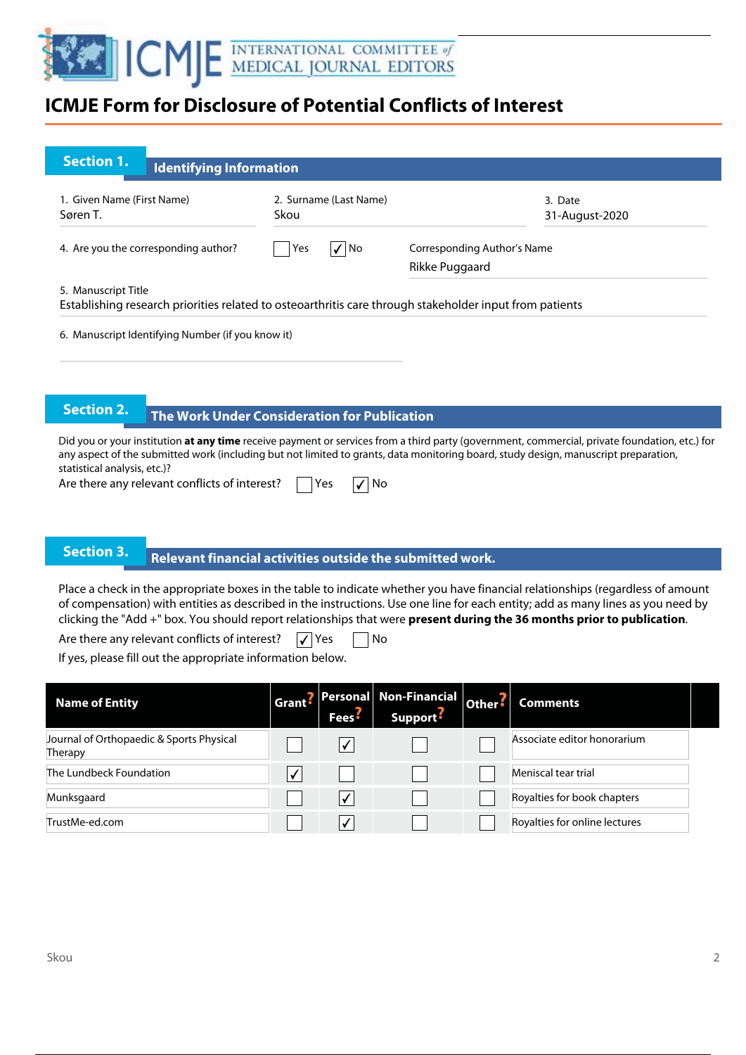# ICMJE Form for Disclosure of Potential Conflicts of Interest

## Section 1. Identifying Information

1. Given Name (First Name): Søren T.

2. Surname (Last Name): Skou

3. Date: 31-August-2020

4. Are you the corresponding author? ☐ Yes ☑ No

Corresponding Author's Name: Rikke Puggaard

5. Manuscript Title: Establishing research priorities related to osteoarthritis care through stakeholder input from patients

6. Manuscript Identifying Number (if you know it)

## Section 2. The Work Under Consideration for Publication

Did you or your institution **at any time** receive payment or services from a third party (government, commercial, private foundation, etc.) for any aspect of the submitted work (including but not limited to grants, data monitoring board, study design, manuscript preparation, statistical analysis, etc.)?

Are there any relevant conflicts of interest? ☐ Yes ☑ No

## Section 3. Relevant financial activities outside the submitted work.

Place a check in the appropriate boxes in the table to indicate whether you have financial relationships (regardless of amount of compensation) with entities as described in the instructions. Use one line for each entity; add as many lines as you need by clicking the "Add +" box. You should report relationships that were **present during the 36 months prior to publication**.

Are there any relevant conflicts of interest? ☑ Yes ☐ No

If yes, please fill out the appropriate information below.

| Name of Entity | Grant? | Personal Fees? | Non-Financial Support? | Other? | Comments |
|---|---|---|---|---|---|
| Journal of Orthopaedic & Sports Physical Therapy | ☐ | ☑ | ☐ | ☐ | Associate editor honorarium |
| The Lundbeck Foundation | ☑ | ☐ | ☐ | ☐ | Meniscal tear trial |
| Munksgaard | ☐ | ☑ | ☐ | ☐ | Royalties for book chapters |
| TrustMe-ed.com | ☐ | ☑ | ☐ | ☐ | Royalties for online lectures |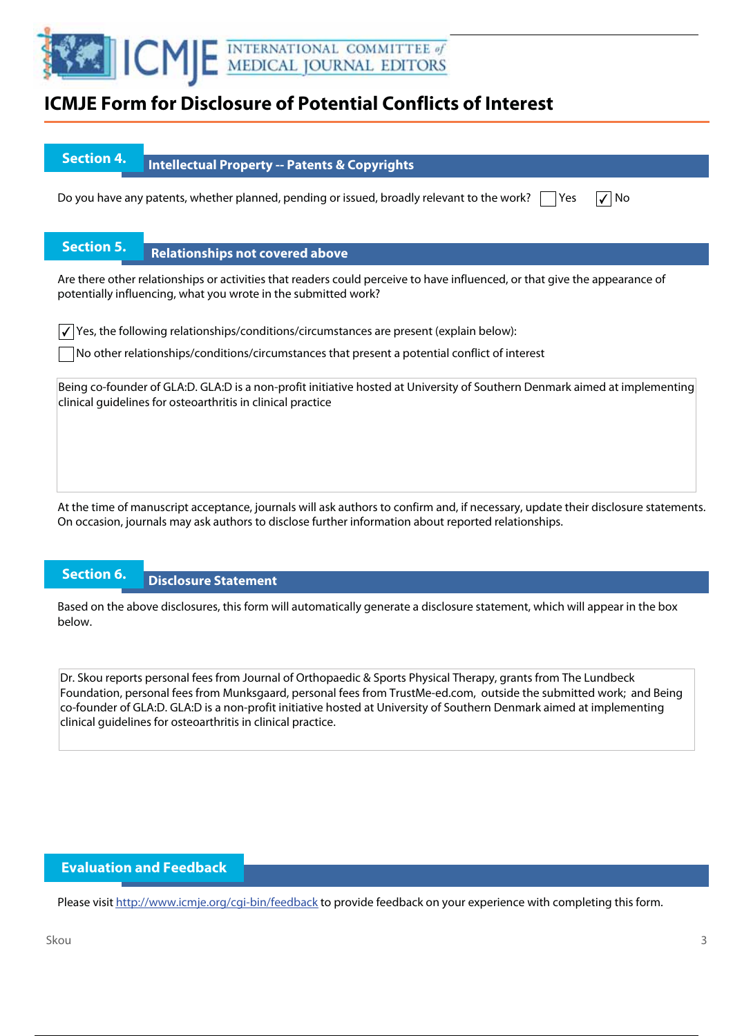# ICMJE Form for Disclosure of Potential Conflicts of Interest

## Section 4. Intellectual Property -- Patents & Copyrights

Do you have any patents, whether planned, pending or issued, broadly relevant to the work? ☐ Yes ☑ No

## Section 5. Relationships not covered above

Are there other relationships or activities that readers could perceive to have influenced, or that give the appearance of potentially influencing, what you wrote in the submitted work?

☑ Yes, the following relationships/conditions/circumstances are present (explain below):

☐ No other relationships/conditions/circumstances that present a potential conflict of interest

Being co-founder of GLA:D. GLA:D is a non-profit initiative hosted at University of Southern Denmark aimed at implementing clinical guidelines for osteoarthritis in clinical practice

At the time of manuscript acceptance, journals will ask authors to confirm and, if necessary, update their disclosure statements. On occasion, journals may ask authors to disclose further information about reported relationships.

## Section 6. Disclosure Statement

Based on the above disclosures, this form will automatically generate a disclosure statement, which will appear in the box below.

Dr. Skou reports personal fees from Journal of Orthopaedic & Sports Physical Therapy, grants from The Lundbeck Foundation, personal fees from Munksgaard, personal fees from TrustMe-ed.com, outside the submitted work; and Being co-founder of GLA:D. GLA:D is a non-profit initiative hosted at University of Southern Denmark aimed at implementing clinical guidelines for osteoarthritis in clinical practice.

## Evaluation and Feedback

Please visit http://www.icmje.org/cgi-bin/feedback to provide feedback on your experience with completing this form.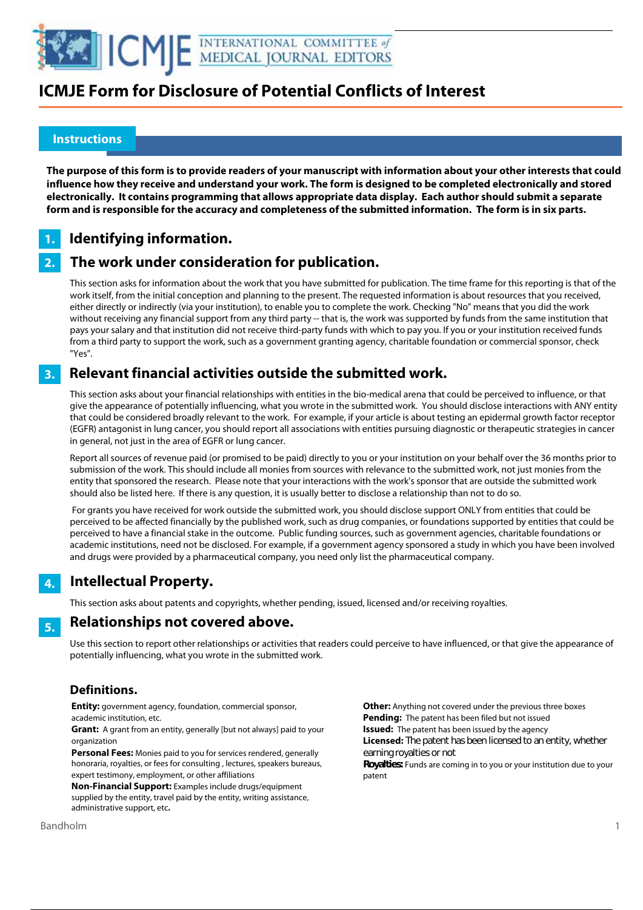# ICMJE Form for Disclosure of Potential Conflicts of Interest

## Instructions

**The purpose of this form is to provide readers of your manuscript with information about your other interests that could influence how they receive and understand your work. The form is designed to be completed electronically and stored electronically. It contains programming that allows appropriate data display. Each author should submit a separate form and is responsible for the accuracy and completeness of the submitted information. The form is in six parts.**

### 1. Identifying information.

### 2. The work under consideration for publication.

This section asks for information about the work that you have submitted for publication. The time frame for this reporting is that of the work itself, from the initial conception and planning to the present. The requested information is about resources that you received, either directly or indirectly (via your institution), to enable you to complete the work. Checking "No" means that you did the work without receiving any financial support from any third party -- that is, the work was supported by funds from the same institution that pays your salary and that institution did not receive third-party funds with which to pay you. If you or your institution received funds from a third party to support the work, such as a government granting agency, charitable foundation or commercial sponsor, check "Yes".

### 3. Relevant financial activities outside the submitted work.

This section asks about your financial relationships with entities in the bio-medical arena that could be perceived to influence, or that give the appearance of potentially influencing, what you wrote in the submitted work. You should disclose interactions with ANY entity that could be considered broadly relevant to the work. For example, if your article is about testing an epidermal growth factor receptor (EGFR) antagonist in lung cancer, you should report all associations with entities pursuing diagnostic or therapeutic strategies in cancer in general, not just in the area of EGFR or lung cancer.

Report all sources of revenue paid (or promised to be paid) directly to you or your institution on your behalf over the 36 months prior to submission of the work. This should include all monies from sources with relevance to the submitted work, not just monies from the entity that sponsored the research. Please note that your interactions with the work's sponsor that are outside the submitted work should also be listed here. If there is any question, it is usually better to disclose a relationship than not to do so.

For grants you have received for work outside the submitted work, you should disclose support ONLY from entities that could be perceived to be affected financially by the published work, such as drug companies, or foundations supported by entities that could be perceived to have a financial stake in the outcome. Public funding sources, such as government agencies, charitable foundations or academic institutions, need not be disclosed. For example, if a government agency sponsored a study in which you have been involved and drugs were provided by a pharmaceutical company, you need only list the pharmaceutical company.

### 4. Intellectual Property.

This section asks about patents and copyrights, whether pending, issued, licensed and/or receiving royalties.

### 5. Relationships not covered above.

Use this section to report other relationships or activities that readers could perceive to have influenced, or that give the appearance of potentially influencing, what you wrote in the submitted work.

### Definitions.

**Entity:** government agency, foundation, commercial sponsor, academic institution, etc.

**Grant:** A grant from an entity, generally [but not always] paid to your organization

**Personal Fees:** Monies paid to you for services rendered, generally honoraria, royalties, or fees for consulting , lectures, speakers bureaus, expert testimony, employment, or other affiliations

**Non-Financial Support:** Examples include drugs/equipment supplied by the entity, travel paid by the entity, writing assistance, administrative support, etc**.**

**Other:** Anything not covered under the previous three boxes

**Pending:** The patent has been filed but not issued

**Issued:** The patent has been issued by the agency

**Licensed:** The patent has been licensed to an entity, whether earning royalties or not

**Royalties:** Funds are coming in to you or your institution due to your patent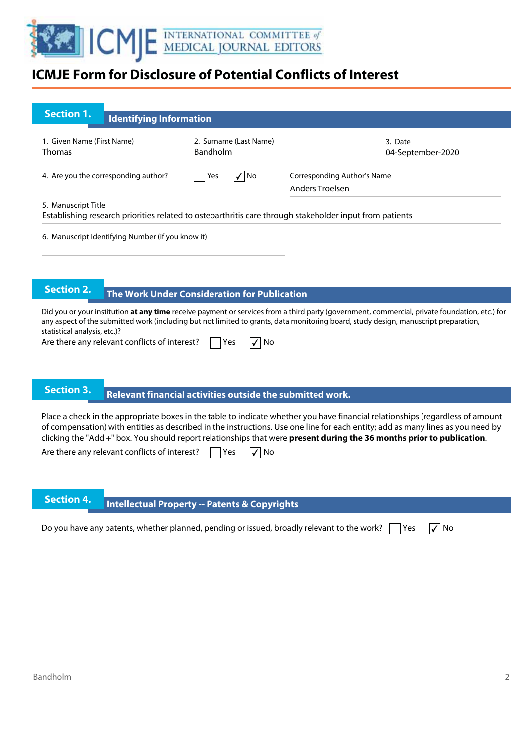# ICMJE Form for Disclosure of Potential Conflicts of Interest

## Section 1. Identifying Information

1. Given Name (First Name)
Thomas

2. Surname (Last Name)
Bandholm

3. Date
04-September-2020

4. Are you the corresponding author? ☐ Yes ☑ No

Corresponding Author's Name
Anders Troelsen

5. Manuscript Title
Establishing research priorities related to osteoarthritis care through stakeholder input from patients

6. Manuscript Identifying Number (if you know it)

## Section 2. The Work Under Consideration for Publication

Did you or your institution **at any time** receive payment or services from a third party (government, commercial, private foundation, etc.) for any aspect of the submitted work (including but not limited to grants, data monitoring board, study design, manuscript preparation, statistical analysis, etc.)?

Are there any relevant conflicts of interest? ☐ Yes ☑ No

## Section 3. Relevant financial activities outside the submitted work.

Place a check in the appropriate boxes in the table to indicate whether you have financial relationships (regardless of amount of compensation) with entities as described in the instructions. Use one line for each entity; add as many lines as you need by clicking the "Add +" box. You should report relationships that were **present during the 36 months prior to publication**.

Are there any relevant conflicts of interest? ☐ Yes ☑ No

## Section 4. Intellectual Property -- Patents & Copyrights

Do you have any patents, whether planned, pending or issued, broadly relevant to the work? ☐ Yes ☑ No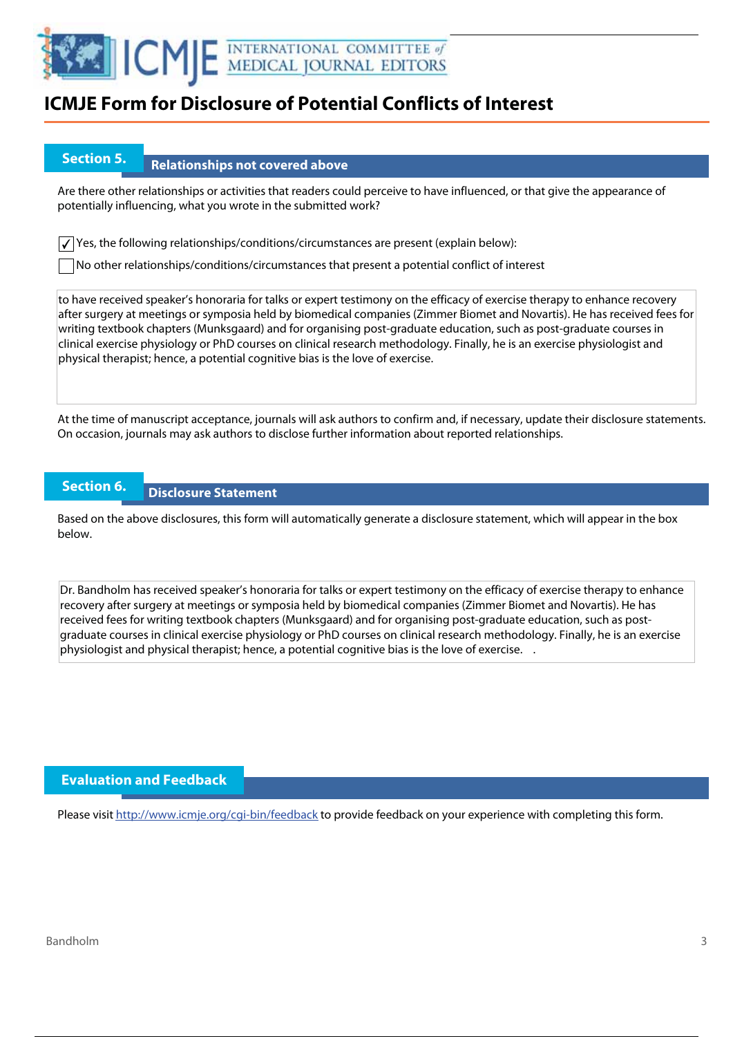# ICMJE Form for Disclosure of Potential Conflicts of Interest

## Section 5. Relationships not covered above

Are there other relationships or activities that readers could perceive to have influenced, or that give the appearance of potentially influencing, what you wrote in the submitted work?

- [x] Yes, the following relationships/conditions/circumstances are present (explain below):
- [ ] No other relationships/conditions/circumstances that present a potential conflict of interest

to have received speaker's honoraria for talks or expert testimony on the efficacy of exercise therapy to enhance recovery after surgery at meetings or symposia held by biomedical companies (Zimmer Biomet and Novartis). He has received fees for writing textbook chapters (Munksgaard) and for organising post-graduate education, such as post-graduate courses in clinical exercise physiology or PhD courses on clinical research methodology. Finally, he is an exercise physiologist and physical therapist; hence, a potential cognitive bias is the love of exercise.

At the time of manuscript acceptance, journals will ask authors to confirm and, if necessary, update their disclosure statements. On occasion, journals may ask authors to disclose further information about reported relationships.

## Section 6. Disclosure Statement

Based on the above disclosures, this form will automatically generate a disclosure statement, which will appear in the box below.

Dr. Bandholm has received speaker's honoraria for talks or expert testimony on the efficacy of exercise therapy to enhance recovery after surgery at meetings or symposia held by biomedical companies (Zimmer Biomet and Novartis). He has received fees for writing textbook chapters (Munksgaard) and for organising post-graduate education, such as post-graduate courses in clinical exercise physiology or PhD courses on clinical research methodology. Finally, he is an exercise physiologist and physical therapist; hence, a potential cognitive bias is the love of exercise. .

## Evaluation and Feedback

Please visit http://www.icmje.org/cgi-bin/feedback to provide feedback on your experience with completing this form.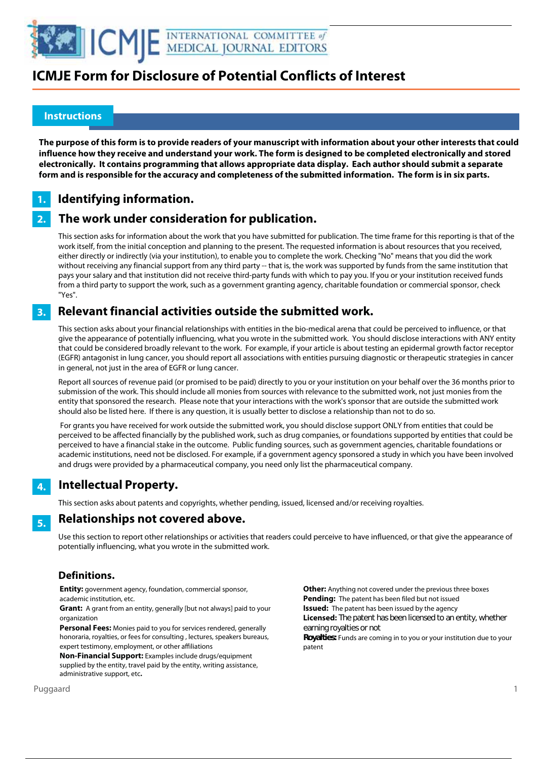# ICMJE Form for Disclosure of Potential Conflicts of Interest

## Instructions

**The purpose of this form is to provide readers of your manuscript with information about your other interests that could influence how they receive and understand your work. The form is designed to be completed electronically and stored electronically. It contains programming that allows appropriate data display. Each author should submit a separate form and is responsible for the accuracy and completeness of the submitted information. The form is in six parts.**

## 1. Identifying information.

## 2. The work under consideration for publication.

This section asks for information about the work that you have submitted for publication. The time frame for this reporting is that of the work itself, from the initial conception and planning to the present. The requested information is about resources that you received, either directly or indirectly (via your institution), to enable you to complete the work. Checking "No" means that you did the work without receiving any financial support from any third party -- that is, the work was supported by funds from the same institution that pays your salary and that institution did not receive third-party funds with which to pay you. If you or your institution received funds from a third party to support the work, such as a government granting agency, charitable foundation or commercial sponsor, check "Yes".

## 3. Relevant financial activities outside the submitted work.

This section asks about your financial relationships with entities in the bio-medical arena that could be perceived to influence, or that give the appearance of potentially influencing, what you wrote in the submitted work. You should disclose interactions with ANY entity that could be considered broadly relevant to the work. For example, if your article is about testing an epidermal growth factor receptor (EGFR) antagonist in lung cancer, you should report all associations with entities pursuing diagnostic or therapeutic strategies in cancer in general, not just in the area of EGFR or lung cancer.

Report all sources of revenue paid (or promised to be paid) directly to you or your institution on your behalf over the 36 months prior to submission of the work. This should include all monies from sources with relevance to the submitted work, not just monies from the entity that sponsored the research. Please note that your interactions with the work's sponsor that are outside the submitted work should also be listed here. If there is any question, it is usually better to disclose a relationship than not to do so.

For grants you have received for work outside the submitted work, you should disclose support ONLY from entities that could be perceived to be affected financially by the published work, such as drug companies, or foundations supported by entities that could be perceived to have a financial stake in the outcome. Public funding sources, such as government agencies, charitable foundations or academic institutions, need not be disclosed. For example, if a government agency sponsored a study in which you have been involved and drugs were provided by a pharmaceutical company, you need only list the pharmaceutical company.

## 4. Intellectual Property.

This section asks about patents and copyrights, whether pending, issued, licensed and/or receiving royalties.

## 5. Relationships not covered above.

Use this section to report other relationships or activities that readers could perceive to have influenced, or that give the appearance of potentially influencing, what you wrote in the submitted work.

### Definitions.

**Entity:** government agency, foundation, commercial sponsor, academic institution, etc.

**Grant:** A grant from an entity, generally [but not always] paid to your organization

**Personal Fees:** Monies paid to you for services rendered, generally honoraria, royalties, or fees for consulting , lectures, speakers bureaus, expert testimony, employment, or other affiliations

**Non-Financial Support:** Examples include drugs/equipment supplied by the entity, travel paid by the entity, writing assistance, administrative support, etc**.**

**Other:** Anything not covered under the previous three boxes

**Pending:** The patent has been filed but not issued

**Issued:** The patent has been issued by the agency

**Licensed:** The patent has been licensed to an entity, whether earning royalties or not

**Royalties:** Funds are coming in to you or your institution due to your patent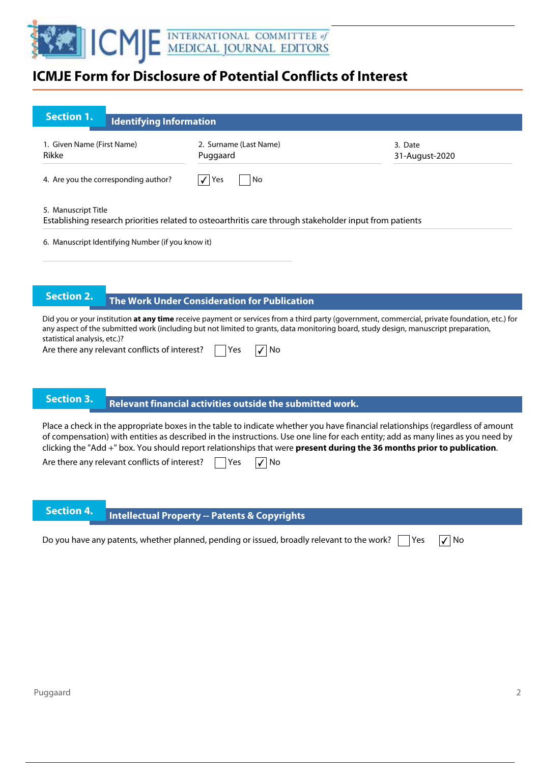# ICMJE Form for Disclosure of Potential Conflicts of Interest

## Section 1. Identifying Information

1. Given Name (First Name): Rikke
2. Surname (Last Name): Puggaard
3. Date: 31-August-2020

4. Are you the corresponding author? ☑ Yes ☐ No

5. Manuscript Title
Establishing research priorities related to osteoarthritis care through stakeholder input from patients

6. Manuscript Identifying Number (if you know it)

## Section 2. The Work Under Consideration for Publication

Did you or your institution **at any time** receive payment or services from a third party (government, commercial, private foundation, etc.) for any aspect of the submitted work (including but not limited to grants, data monitoring board, study design, manuscript preparation, statistical analysis, etc.)?

Are there any relevant conflicts of interest? ☐ Yes ☑ No

## Section 3. Relevant financial activities outside the submitted work.

Place a check in the appropriate boxes in the table to indicate whether you have financial relationships (regardless of amount of compensation) with entities as described in the instructions. Use one line for each entity; add as many lines as you need by clicking the "Add +" box. You should report relationships that were **present during the 36 months prior to publication**.

Are there any relevant conflicts of interest? ☐ Yes ☑ No

## Section 4. Intellectual Property -- Patents & Copyrights

Do you have any patents, whether planned, pending or issued, broadly relevant to the work? ☐ Yes ☑ No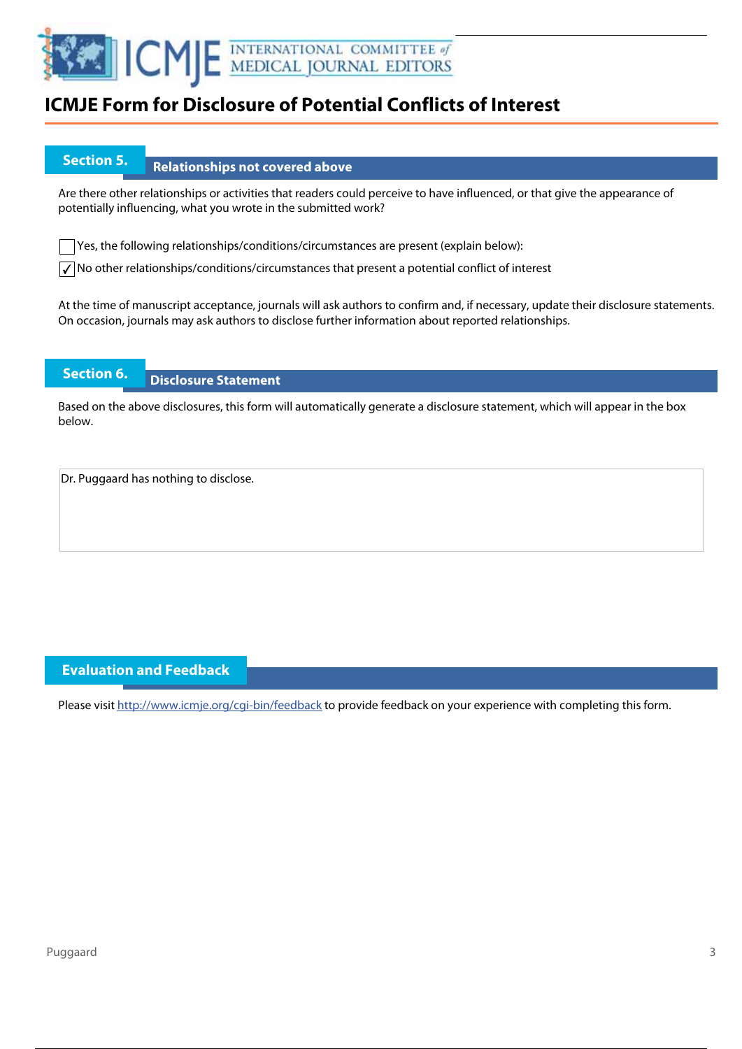# ICMJE Form for Disclosure of Potential Conflicts of Interest

## Section 5. Relationships not covered above

Are there other relationships or activities that readers could perceive to have influenced, or that give the appearance of potentially influencing, what you wrote in the submitted work?

☐ Yes, the following relationships/conditions/circumstances are present (explain below):

☑ No other relationships/conditions/circumstances that present a potential conflict of interest

At the time of manuscript acceptance, journals will ask authors to confirm and, if necessary, update their disclosure statements. On occasion, journals may ask authors to disclose further information about reported relationships.

## Section 6. Disclosure Statement

Based on the above disclosures, this form will automatically generate a disclosure statement, which will appear in the box below.

Dr. Puggaard has nothing to disclose.

## Evaluation and Feedback

Please visit http://www.icmje.org/cgi-bin/feedback to provide feedback on your experience with completing this form.